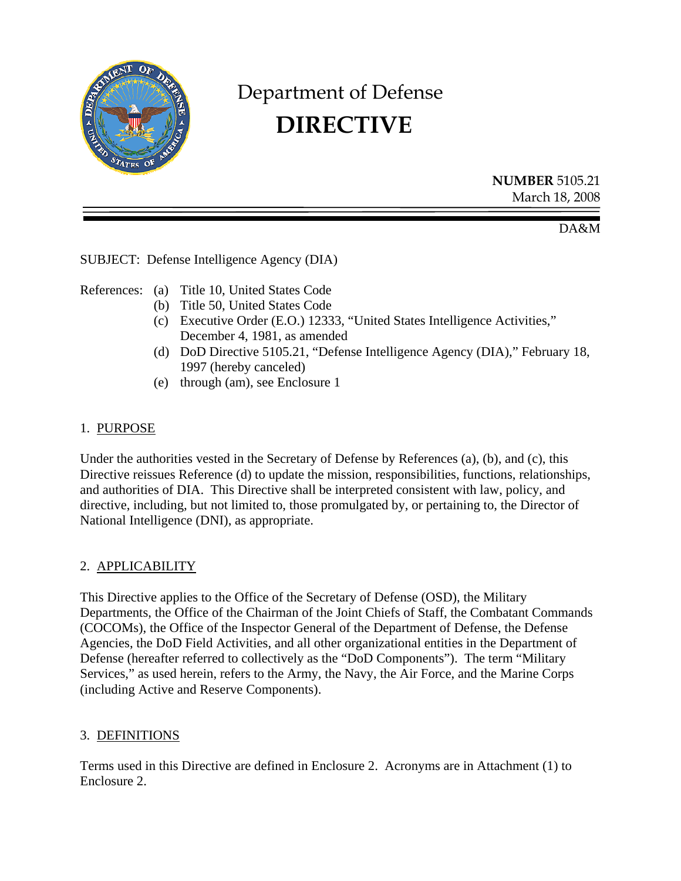# Department of Defense

# DIRECTIVE

**NUMBER** 5105.21
March 18, 2008

DA&M

SUBJECT: Defense Intelligence Agency (DIA)

References:
- (a) Title 10, United States Code
- (b) Title 50, United States Code
- (c) Executive Order (E.O.) 12333, "United States Intelligence Activities," December 4, 1981, as amended
- (d) DoD Directive 5105.21, "Defense Intelligence Agency (DIA)," February 18, 1997 (hereby canceled)
- (e) through (am), see Enclosure 1

## 1. PURPOSE

Under the authorities vested in the Secretary of Defense by References (a), (b), and (c), this Directive reissues Reference (d) to update the mission, responsibilities, functions, relationships, and authorities of DIA. This Directive shall be interpreted consistent with law, policy, and directive, including, but not limited to, those promulgated by, or pertaining to, the Director of National Intelligence (DNI), as appropriate.

## 2. APPLICABILITY

This Directive applies to the Office of the Secretary of Defense (OSD), the Military Departments, the Office of the Chairman of the Joint Chiefs of Staff, the Combatant Commands (COCOMs), the Office of the Inspector General of the Department of Defense, the Defense Agencies, the DoD Field Activities, and all other organizational entities in the Department of Defense (hereafter referred to collectively as the "DoD Components"). The term "Military Services," as used herein, refers to the Army, the Navy, the Air Force, and the Marine Corps (including Active and Reserve Components).

## 3. DEFINITIONS

Terms used in this Directive are defined in Enclosure 2. Acronyms are in Attachment (1) to Enclosure 2.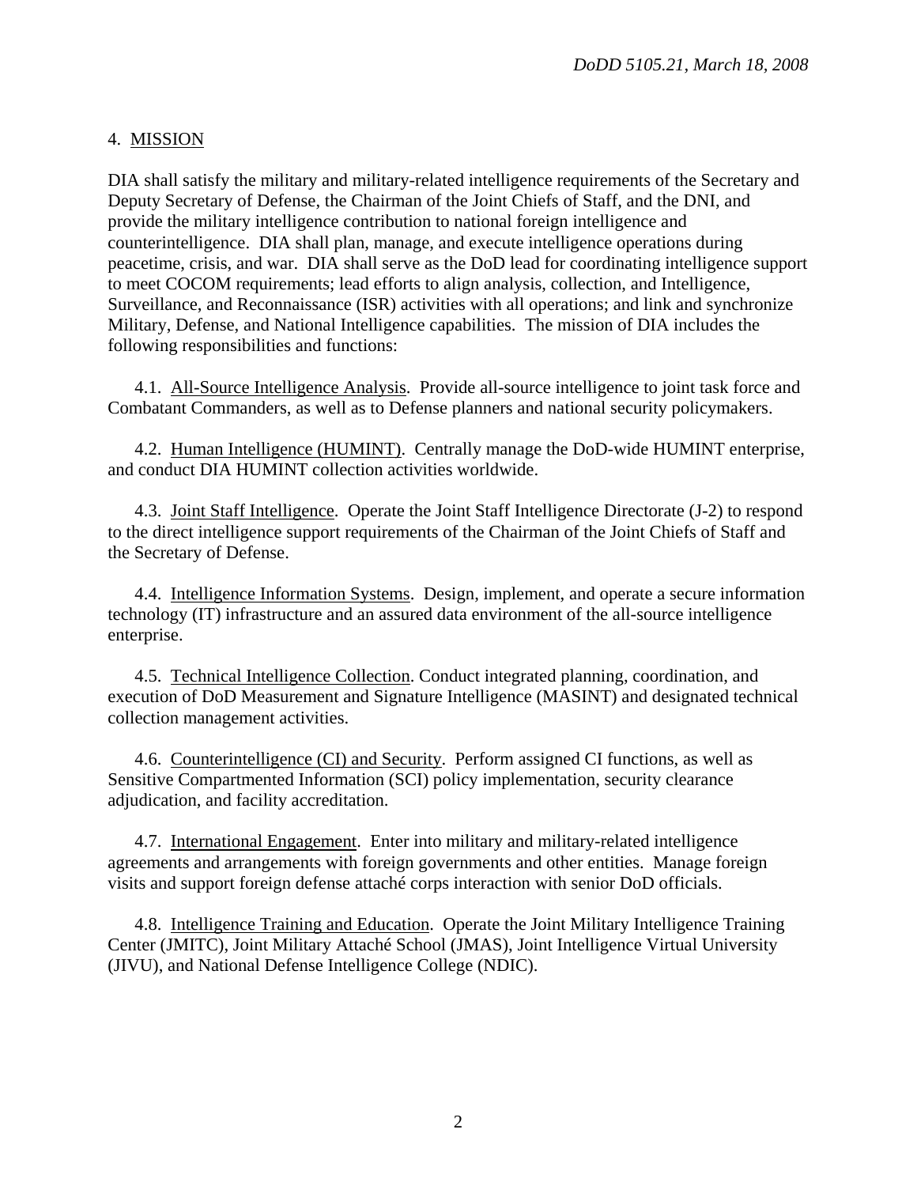## 4. MISSION

DIA shall satisfy the military and military-related intelligence requirements of the Secretary and Deputy Secretary of Defense, the Chairman of the Joint Chiefs of Staff, and the DNI, and provide the military intelligence contribution to national foreign intelligence and counterintelligence. DIA shall plan, manage, and execute intelligence operations during peacetime, crisis, and war. DIA shall serve as the DoD lead for coordinating intelligence support to meet COCOM requirements; lead efforts to align analysis, collection, and Intelligence, Surveillance, and Reconnaissance (ISR) activities with all operations; and link and synchronize Military, Defense, and National Intelligence capabilities. The mission of DIA includes the following responsibilities and functions:

4.1. All-Source Intelligence Analysis. Provide all-source intelligence to joint task force and Combatant Commanders, as well as to Defense planners and national security policymakers.

4.2. Human Intelligence (HUMINT). Centrally manage the DoD-wide HUMINT enterprise, and conduct DIA HUMINT collection activities worldwide.

4.3. Joint Staff Intelligence. Operate the Joint Staff Intelligence Directorate (J-2) to respond to the direct intelligence support requirements of the Chairman of the Joint Chiefs of Staff and the Secretary of Defense.

4.4. Intelligence Information Systems. Design, implement, and operate a secure information technology (IT) infrastructure and an assured data environment of the all-source intelligence enterprise.

4.5. Technical Intelligence Collection. Conduct integrated planning, coordination, and execution of DoD Measurement and Signature Intelligence (MASINT) and designated technical collection management activities.

4.6. Counterintelligence (CI) and Security. Perform assigned CI functions, as well as Sensitive Compartmented Information (SCI) policy implementation, security clearance adjudication, and facility accreditation.

4.7. International Engagement. Enter into military and military-related intelligence agreements and arrangements with foreign governments and other entities. Manage foreign visits and support foreign defense attaché corps interaction with senior DoD officials.

4.8. Intelligence Training and Education. Operate the Joint Military Intelligence Training Center (JMITC), Joint Military Attaché School (JMAS), Joint Intelligence Virtual University (JIVU), and National Defense Intelligence College (NDIC).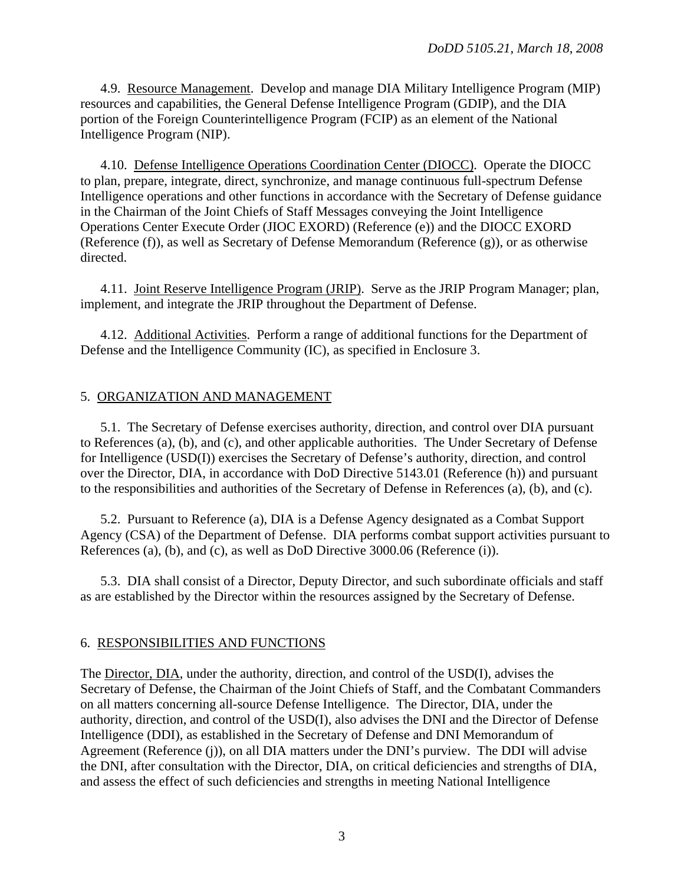4.9. Resource Management. Develop and manage DIA Military Intelligence Program (MIP) resources and capabilities, the General Defense Intelligence Program (GDIP), and the DIA portion of the Foreign Counterintelligence Program (FCIP) as an element of the National Intelligence Program (NIP).

4.10. Defense Intelligence Operations Coordination Center (DIOCC). Operate the DIOCC to plan, prepare, integrate, direct, synchronize, and manage continuous full-spectrum Defense Intelligence operations and other functions in accordance with the Secretary of Defense guidance in the Chairman of the Joint Chiefs of Staff Messages conveying the Joint Intelligence Operations Center Execute Order (JIOC EXORD) (Reference (e)) and the DIOCC EXORD (Reference (f)), as well as Secretary of Defense Memorandum (Reference (g)), or as otherwise directed.

4.11. Joint Reserve Intelligence Program (JRIP). Serve as the JRIP Program Manager; plan, implement, and integrate the JRIP throughout the Department of Defense.

4.12. Additional Activities. Perform a range of additional functions for the Department of Defense and the Intelligence Community (IC), as specified in Enclosure 3.

## 5. ORGANIZATION AND MANAGEMENT

5.1. The Secretary of Defense exercises authority, direction, and control over DIA pursuant to References (a), (b), and (c), and other applicable authorities. The Under Secretary of Defense for Intelligence (USD(I)) exercises the Secretary of Defense's authority, direction, and control over the Director, DIA, in accordance with DoD Directive 5143.01 (Reference (h)) and pursuant to the responsibilities and authorities of the Secretary of Defense in References (a), (b), and (c).

5.2. Pursuant to Reference (a), DIA is a Defense Agency designated as a Combat Support Agency (CSA) of the Department of Defense. DIA performs combat support activities pursuant to References (a), (b), and (c), as well as DoD Directive 3000.06 (Reference (i)).

5.3. DIA shall consist of a Director, Deputy Director, and such subordinate officials and staff as are established by the Director within the resources assigned by the Secretary of Defense.

## 6. RESPONSIBILITIES AND FUNCTIONS

The Director, DIA, under the authority, direction, and control of the USD(I), advises the Secretary of Defense, the Chairman of the Joint Chiefs of Staff, and the Combatant Commanders on all matters concerning all-source Defense Intelligence. The Director, DIA, under the authority, direction, and control of the USD(I), also advises the DNI and the Director of Defense Intelligence (DDI), as established in the Secretary of Defense and DNI Memorandum of Agreement (Reference (j)), on all DIA matters under the DNI's purview. The DDI will advise the DNI, after consultation with the Director, DIA, on critical deficiencies and strengths of DIA, and assess the effect of such deficiencies and strengths in meeting National Intelligence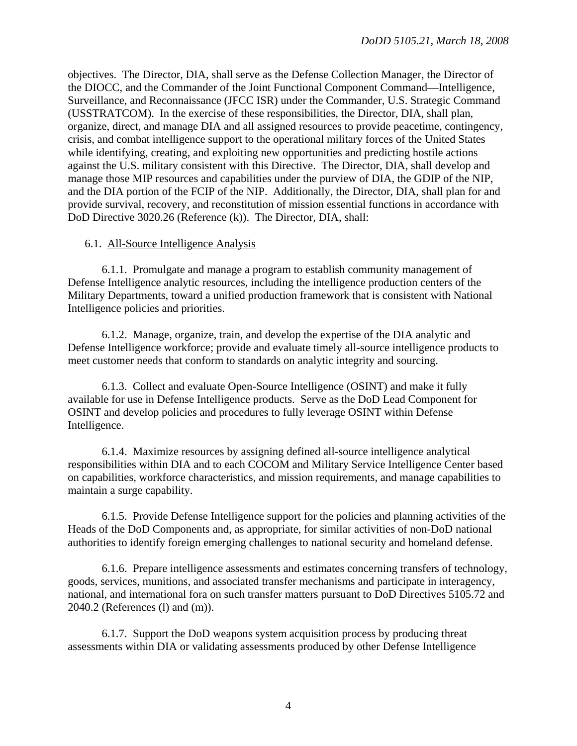objectives. The Director, DIA, shall serve as the Defense Collection Manager, the Director of the DIOCC, and the Commander of the Joint Functional Component Command—Intelligence, Surveillance, and Reconnaissance (JFCC ISR) under the Commander, U.S. Strategic Command (USSTRATCOM). In the exercise of these responsibilities, the Director, DIA, shall plan, organize, direct, and manage DIA and all assigned resources to provide peacetime, contingency, crisis, and combat intelligence support to the operational military forces of the United States while identifying, creating, and exploiting new opportunities and predicting hostile actions against the U.S. military consistent with this Directive. The Director, DIA, shall develop and manage those MIP resources and capabilities under the purview of DIA, the GDIP of the NIP, and the DIA portion of the FCIP of the NIP. Additionally, the Director, DIA, shall plan for and provide survival, recovery, and reconstitution of mission essential functions in accordance with DoD Directive 3020.26 (Reference (k)). The Director, DIA, shall:

6.1. <u>All-Source Intelligence Analysis</u>

6.1.1. Promulgate and manage a program to establish community management of Defense Intelligence analytic resources, including the intelligence production centers of the Military Departments, toward a unified production framework that is consistent with National Intelligence policies and priorities.

6.1.2. Manage, organize, train, and develop the expertise of the DIA analytic and Defense Intelligence workforce; provide and evaluate timely all-source intelligence products to meet customer needs that conform to standards on analytic integrity and sourcing.

6.1.3. Collect and evaluate Open-Source Intelligence (OSINT) and make it fully available for use in Defense Intelligence products. Serve as the DoD Lead Component for OSINT and develop policies and procedures to fully leverage OSINT within Defense Intelligence.

6.1.4. Maximize resources by assigning defined all-source intelligence analytical responsibilities within DIA and to each COCOM and Military Service Intelligence Center based on capabilities, workforce characteristics, and mission requirements, and manage capabilities to maintain a surge capability.

6.1.5. Provide Defense Intelligence support for the policies and planning activities of the Heads of the DoD Components and, as appropriate, for similar activities of non-DoD national authorities to identify foreign emerging challenges to national security and homeland defense.

6.1.6. Prepare intelligence assessments and estimates concerning transfers of technology, goods, services, munitions, and associated transfer mechanisms and participate in interagency, national, and international fora on such transfer matters pursuant to DoD Directives 5105.72 and 2040.2 (References (l) and (m)).

6.1.7. Support the DoD weapons system acquisition process by producing threat assessments within DIA or validating assessments produced by other Defense Intelligence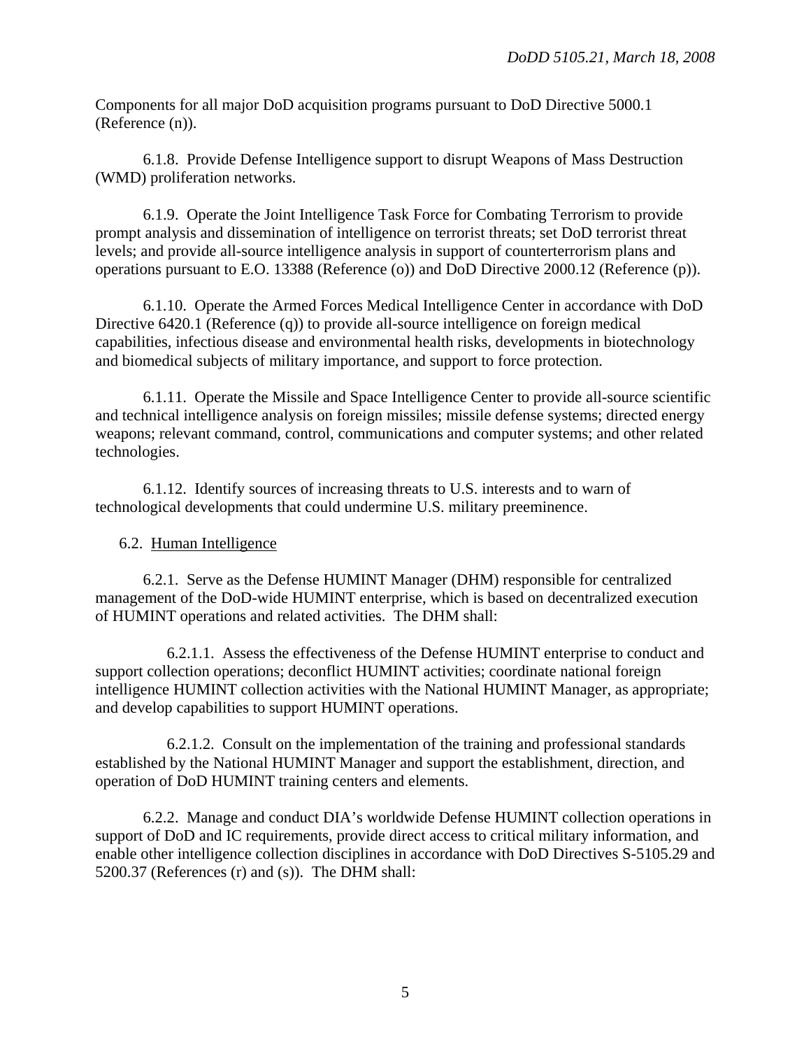Components for all major DoD acquisition programs pursuant to DoD Directive 5000.1 (Reference (n)).

6.1.8. Provide Defense Intelligence support to disrupt Weapons of Mass Destruction (WMD) proliferation networks.

6.1.9. Operate the Joint Intelligence Task Force for Combating Terrorism to provide prompt analysis and dissemination of intelligence on terrorist threats; set DoD terrorist threat levels; and provide all-source intelligence analysis in support of counterterrorism plans and operations pursuant to E.O. 13388 (Reference (o)) and DoD Directive 2000.12 (Reference (p)).

6.1.10. Operate the Armed Forces Medical Intelligence Center in accordance with DoD Directive 6420.1 (Reference (q)) to provide all-source intelligence on foreign medical capabilities, infectious disease and environmental health risks, developments in biotechnology and biomedical subjects of military importance, and support to force protection.

6.1.11. Operate the Missile and Space Intelligence Center to provide all-source scientific and technical intelligence analysis on foreign missiles; missile defense systems; directed energy weapons; relevant command, control, communications and computer systems; and other related technologies.

6.1.12. Identify sources of increasing threats to U.S. interests and to warn of technological developments that could undermine U.S. military preeminence.

6.2. Human Intelligence

6.2.1. Serve as the Defense HUMINT Manager (DHM) responsible for centralized management of the DoD-wide HUMINT enterprise, which is based on decentralized execution of HUMINT operations and related activities. The DHM shall:

6.2.1.1. Assess the effectiveness of the Defense HUMINT enterprise to conduct and support collection operations; deconflict HUMINT activities; coordinate national foreign intelligence HUMINT collection activities with the National HUMINT Manager, as appropriate; and develop capabilities to support HUMINT operations.

6.2.1.2. Consult on the implementation of the training and professional standards established by the National HUMINT Manager and support the establishment, direction, and operation of DoD HUMINT training centers and elements.

6.2.2. Manage and conduct DIA's worldwide Defense HUMINT collection operations in support of DoD and IC requirements, provide direct access to critical military information, and enable other intelligence collection disciplines in accordance with DoD Directives S-5105.29 and 5200.37 (References (r) and (s)). The DHM shall: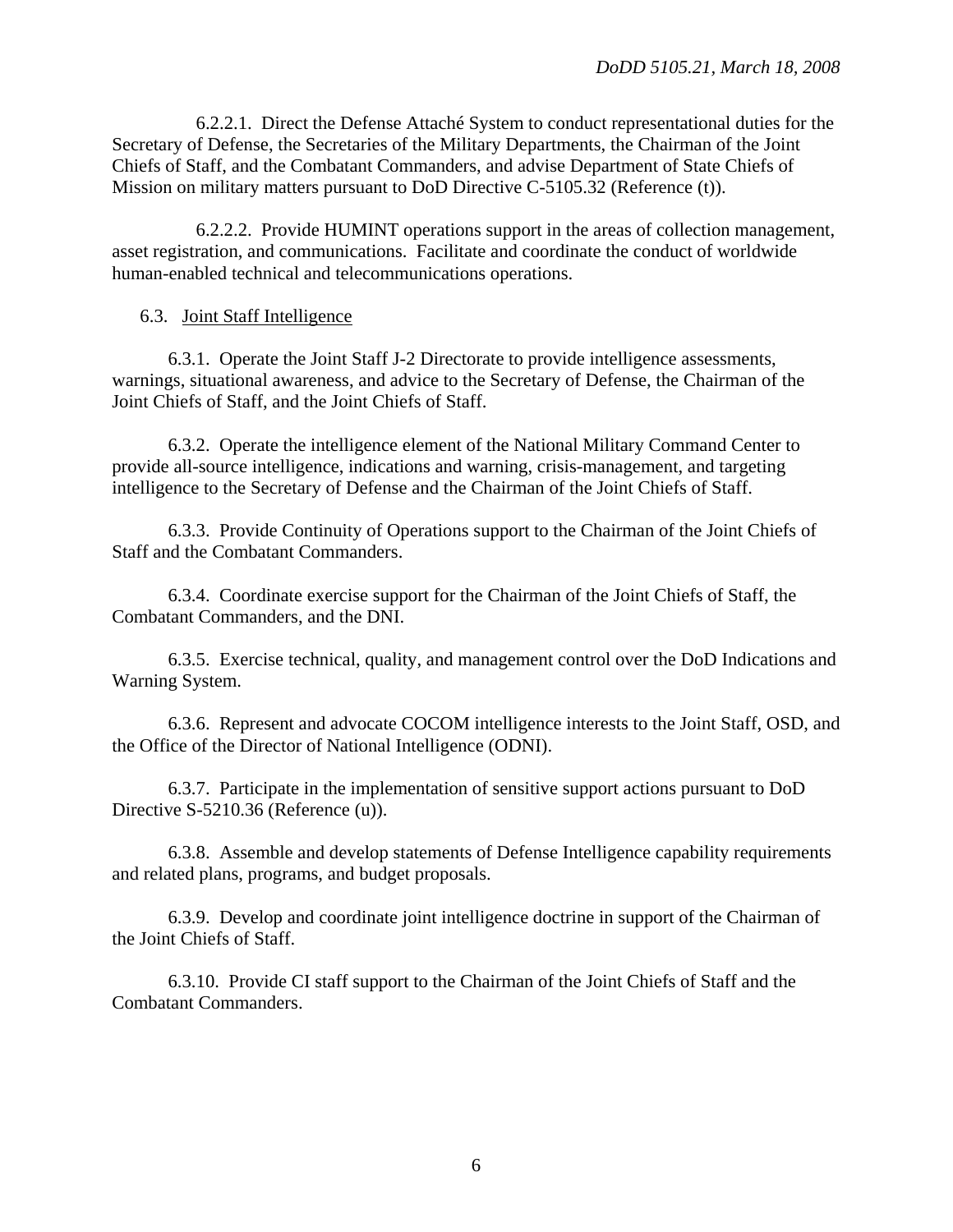6.2.2.1. Direct the Defense Attaché System to conduct representational duties for the Secretary of Defense, the Secretaries of the Military Departments, the Chairman of the Joint Chiefs of Staff, and the Combatant Commanders, and advise Department of State Chiefs of Mission on military matters pursuant to DoD Directive C-5105.32 (Reference (t)).

6.2.2.2. Provide HUMINT operations support in the areas of collection management, asset registration, and communications. Facilitate and coordinate the conduct of worldwide human-enabled technical and telecommunications operations.

6.3. Joint Staff Intelligence

6.3.1. Operate the Joint Staff J-2 Directorate to provide intelligence assessments, warnings, situational awareness, and advice to the Secretary of Defense, the Chairman of the Joint Chiefs of Staff, and the Joint Chiefs of Staff.

6.3.2. Operate the intelligence element of the National Military Command Center to provide all-source intelligence, indications and warning, crisis-management, and targeting intelligence to the Secretary of Defense and the Chairman of the Joint Chiefs of Staff.

6.3.3. Provide Continuity of Operations support to the Chairman of the Joint Chiefs of Staff and the Combatant Commanders.

6.3.4. Coordinate exercise support for the Chairman of the Joint Chiefs of Staff, the Combatant Commanders, and the DNI.

6.3.5. Exercise technical, quality, and management control over the DoD Indications and Warning System.

6.3.6. Represent and advocate COCOM intelligence interests to the Joint Staff, OSD, and the Office of the Director of National Intelligence (ODNI).

6.3.7. Participate in the implementation of sensitive support actions pursuant to DoD Directive S-5210.36 (Reference (u)).

6.3.8. Assemble and develop statements of Defense Intelligence capability requirements and related plans, programs, and budget proposals.

6.3.9. Develop and coordinate joint intelligence doctrine in support of the Chairman of the Joint Chiefs of Staff.

6.3.10. Provide CI staff support to the Chairman of the Joint Chiefs of Staff and the Combatant Commanders.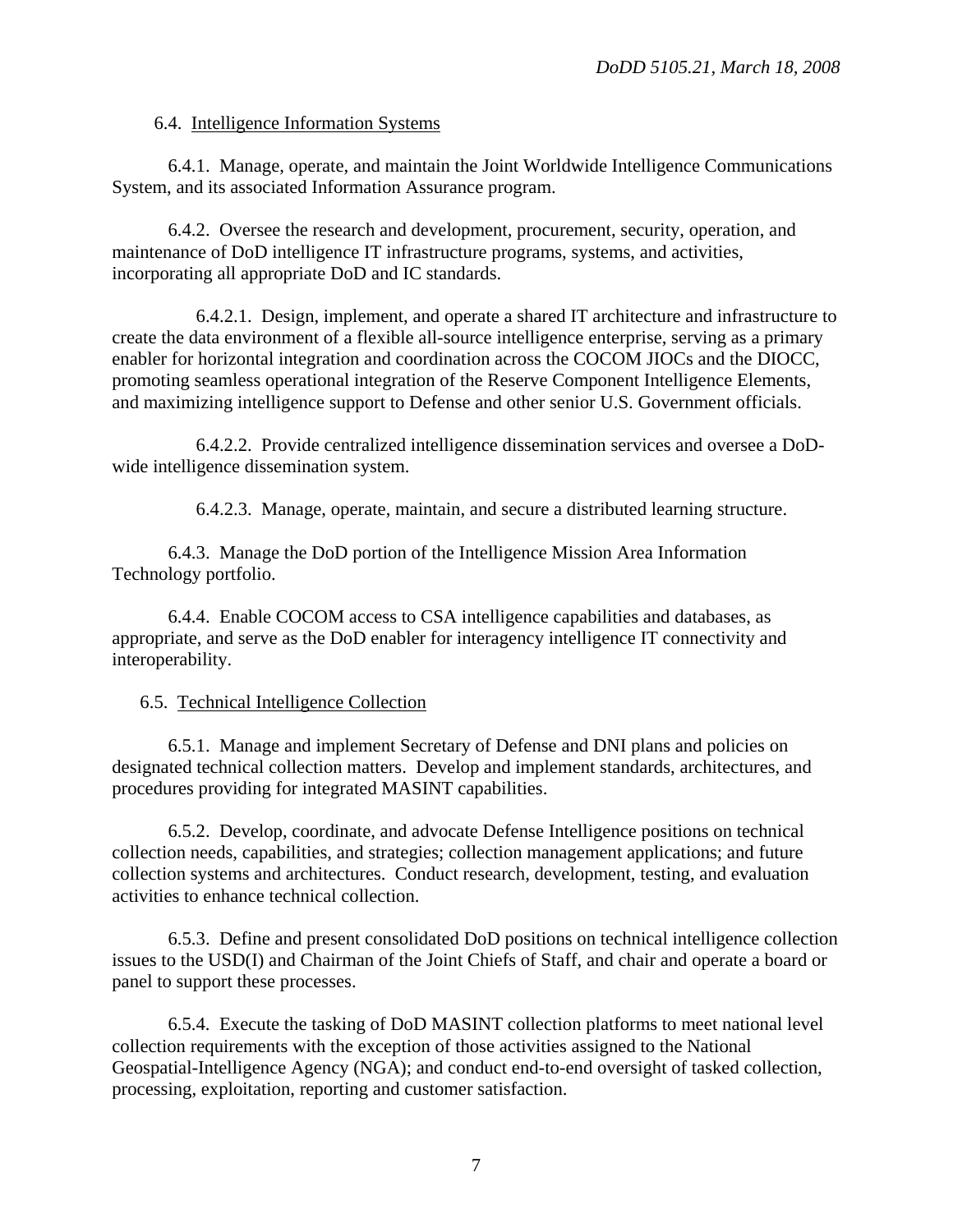6.4. Intelligence Information Systems

6.4.1. Manage, operate, and maintain the Joint Worldwide Intelligence Communications System, and its associated Information Assurance program.

6.4.2. Oversee the research and development, procurement, security, operation, and maintenance of DoD intelligence IT infrastructure programs, systems, and activities, incorporating all appropriate DoD and IC standards.

6.4.2.1. Design, implement, and operate a shared IT architecture and infrastructure to create the data environment of a flexible all-source intelligence enterprise, serving as a primary enabler for horizontal integration and coordination across the COCOM JIOCs and the DIOCC, promoting seamless operational integration of the Reserve Component Intelligence Elements, and maximizing intelligence support to Defense and other senior U.S. Government officials.

6.4.2.2. Provide centralized intelligence dissemination services and oversee a DoD-wide intelligence dissemination system.

6.4.2.3. Manage, operate, maintain, and secure a distributed learning structure.

6.4.3. Manage the DoD portion of the Intelligence Mission Area Information Technology portfolio.

6.4.4. Enable COCOM access to CSA intelligence capabilities and databases, as appropriate, and serve as the DoD enabler for interagency intelligence IT connectivity and interoperability.

6.5. Technical Intelligence Collection

6.5.1. Manage and implement Secretary of Defense and DNI plans and policies on designated technical collection matters. Develop and implement standards, architectures, and procedures providing for integrated MASINT capabilities.

6.5.2. Develop, coordinate, and advocate Defense Intelligence positions on technical collection needs, capabilities, and strategies; collection management applications; and future collection systems and architectures. Conduct research, development, testing, and evaluation activities to enhance technical collection.

6.5.3. Define and present consolidated DoD positions on technical intelligence collection issues to the USD(I) and Chairman of the Joint Chiefs of Staff, and chair and operate a board or panel to support these processes.

6.5.4. Execute the tasking of DoD MASINT collection platforms to meet national level collection requirements with the exception of those activities assigned to the National Geospatial-Intelligence Agency (NGA); and conduct end-to-end oversight of tasked collection, processing, exploitation, reporting and customer satisfaction.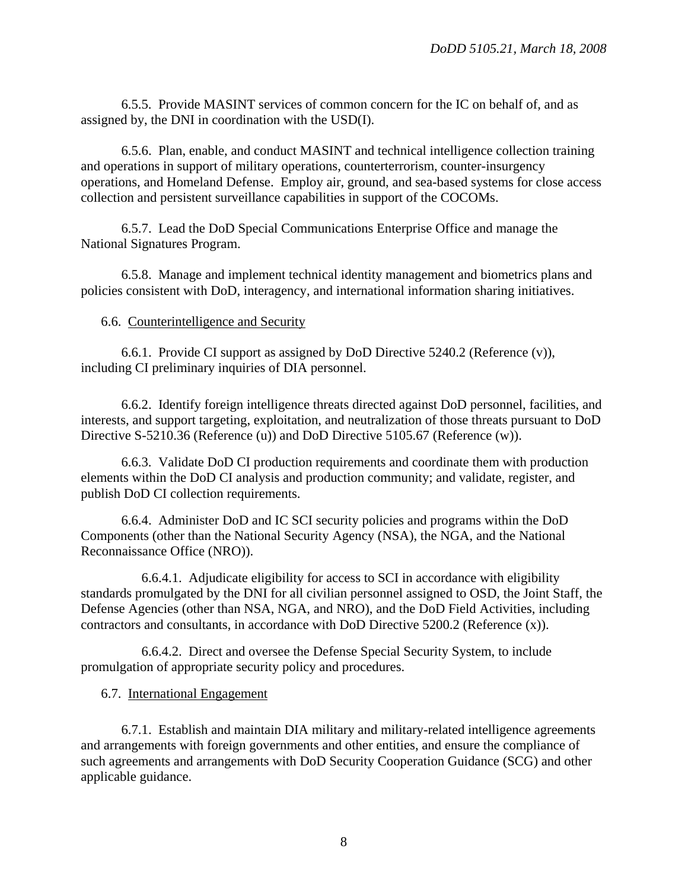6.5.5. Provide MASINT services of common concern for the IC on behalf of, and as assigned by, the DNI in coordination with the USD(I).

6.5.6. Plan, enable, and conduct MASINT and technical intelligence collection training and operations in support of military operations, counterterrorism, counter-insurgency operations, and Homeland Defense. Employ air, ground, and sea-based systems for close access collection and persistent surveillance capabilities in support of the COCOMs.

6.5.7. Lead the DoD Special Communications Enterprise Office and manage the National Signatures Program.

6.5.8. Manage and implement technical identity management and biometrics plans and policies consistent with DoD, interagency, and international information sharing initiatives.

6.6. Counterintelligence and Security

6.6.1. Provide CI support as assigned by DoD Directive 5240.2 (Reference (v)), including CI preliminary inquiries of DIA personnel.

6.6.2. Identify foreign intelligence threats directed against DoD personnel, facilities, and interests, and support targeting, exploitation, and neutralization of those threats pursuant to DoD Directive S-5210.36 (Reference (u)) and DoD Directive 5105.67 (Reference (w)).

6.6.3. Validate DoD CI production requirements and coordinate them with production elements within the DoD CI analysis and production community; and validate, register, and publish DoD CI collection requirements.

6.6.4. Administer DoD and IC SCI security policies and programs within the DoD Components (other than the National Security Agency (NSA), the NGA, and the National Reconnaissance Office (NRO)).

6.6.4.1. Adjudicate eligibility for access to SCI in accordance with eligibility standards promulgated by the DNI for all civilian personnel assigned to OSD, the Joint Staff, the Defense Agencies (other than NSA, NGA, and NRO), and the DoD Field Activities, including contractors and consultants, in accordance with DoD Directive 5200.2 (Reference (x)).

6.6.4.2. Direct and oversee the Defense Special Security System, to include promulgation of appropriate security policy and procedures.

6.7. International Engagement

6.7.1. Establish and maintain DIA military and military-related intelligence agreements and arrangements with foreign governments and other entities, and ensure the compliance of such agreements and arrangements with DoD Security Cooperation Guidance (SCG) and other applicable guidance.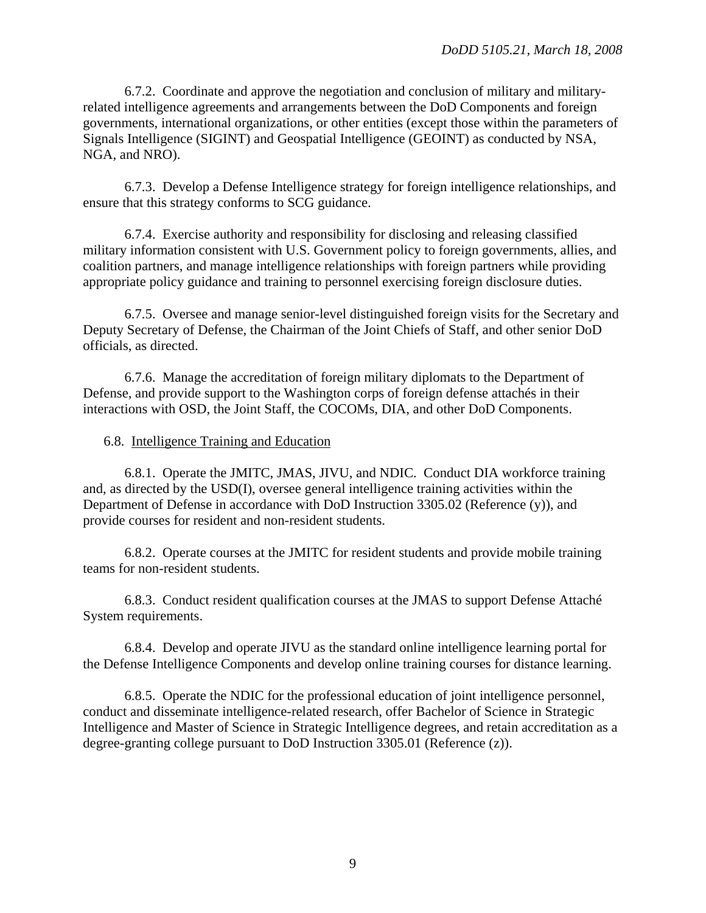6.7.2. Coordinate and approve the negotiation and conclusion of military and military-related intelligence agreements and arrangements between the DoD Components and foreign governments, international organizations, or other entities (except those within the parameters of Signals Intelligence (SIGINT) and Geospatial Intelligence (GEOINT) as conducted by NSA, NGA, and NRO).

6.7.3. Develop a Defense Intelligence strategy for foreign intelligence relationships, and ensure that this strategy conforms to SCG guidance.

6.7.4. Exercise authority and responsibility for disclosing and releasing classified military information consistent with U.S. Government policy to foreign governments, allies, and coalition partners, and manage intelligence relationships with foreign partners while providing appropriate policy guidance and training to personnel exercising foreign disclosure duties.

6.7.5. Oversee and manage senior-level distinguished foreign visits for the Secretary and Deputy Secretary of Defense, the Chairman of the Joint Chiefs of Staff, and other senior DoD officials, as directed.

6.7.6. Manage the accreditation of foreign military diplomats to the Department of Defense, and provide support to the Washington corps of foreign defense attachés in their interactions with OSD, the Joint Staff, the COCOMs, DIA, and other DoD Components.

6.8. Intelligence Training and Education

6.8.1. Operate the JMITC, JMAS, JIVU, and NDIC. Conduct DIA workforce training and, as directed by the USD(I), oversee general intelligence training activities within the Department of Defense in accordance with DoD Instruction 3305.02 (Reference (y)), and provide courses for resident and non-resident students.

6.8.2. Operate courses at the JMITC for resident students and provide mobile training teams for non-resident students.

6.8.3. Conduct resident qualification courses at the JMAS to support Defense Attaché System requirements.

6.8.4. Develop and operate JIVU as the standard online intelligence learning portal for the Defense Intelligence Components and develop online training courses for distance learning.

6.8.5. Operate the NDIC for the professional education of joint intelligence personnel, conduct and disseminate intelligence-related research, offer Bachelor of Science in Strategic Intelligence and Master of Science in Strategic Intelligence degrees, and retain accreditation as a degree-granting college pursuant to DoD Instruction 3305.01 (Reference (z)).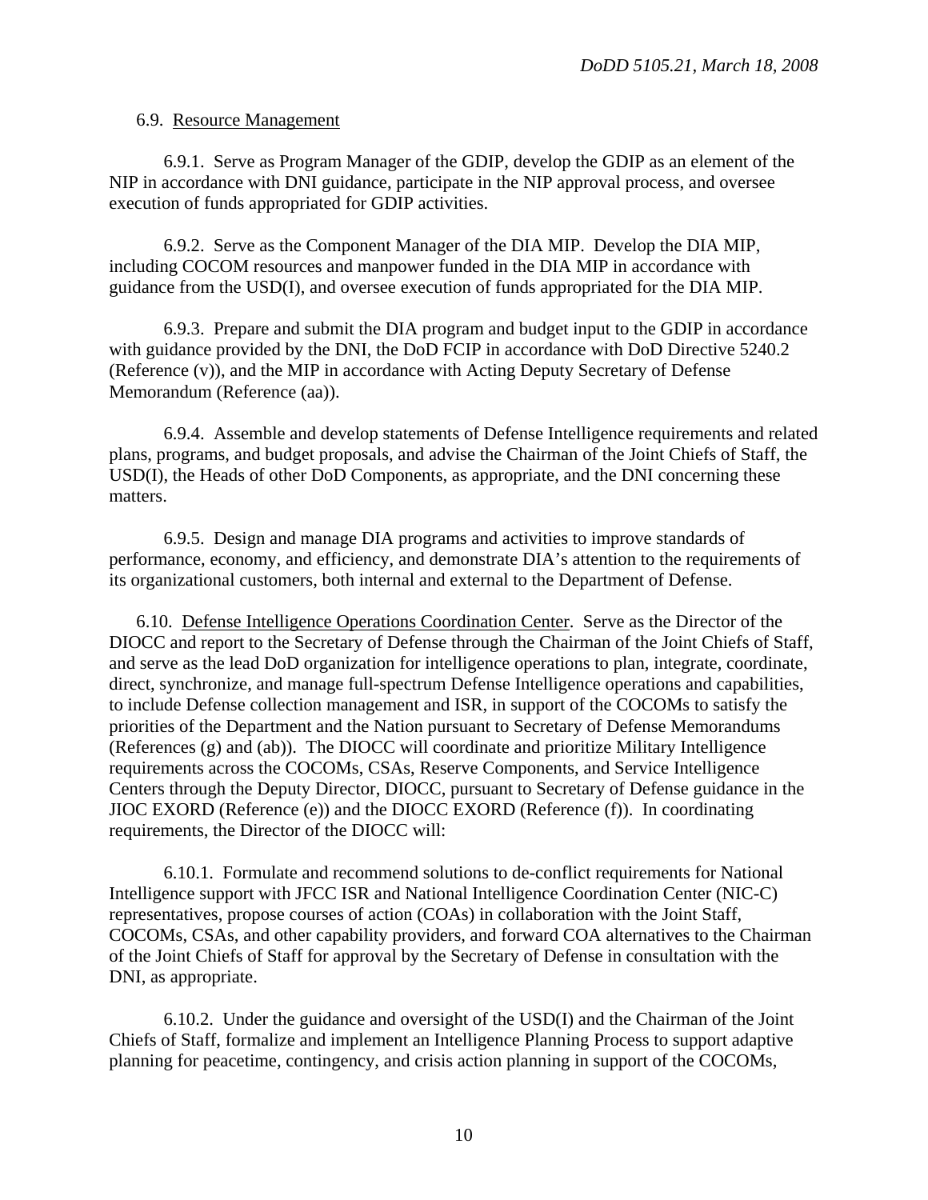6.9. Resource Management

6.9.1. Serve as Program Manager of the GDIP, develop the GDIP as an element of the NIP in accordance with DNI guidance, participate in the NIP approval process, and oversee execution of funds appropriated for GDIP activities.

6.9.2. Serve as the Component Manager of the DIA MIP. Develop the DIA MIP, including COCOM resources and manpower funded in the DIA MIP in accordance with guidance from the USD(I), and oversee execution of funds appropriated for the DIA MIP.

6.9.3. Prepare and submit the DIA program and budget input to the GDIP in accordance with guidance provided by the DNI, the DoD FCIP in accordance with DoD Directive 5240.2 (Reference (v)), and the MIP in accordance with Acting Deputy Secretary of Defense Memorandum (Reference (aa)).

6.9.4. Assemble and develop statements of Defense Intelligence requirements and related plans, programs, and budget proposals, and advise the Chairman of the Joint Chiefs of Staff, the USD(I), the Heads of other DoD Components, as appropriate, and the DNI concerning these matters.

6.9.5. Design and manage DIA programs and activities to improve standards of performance, economy, and efficiency, and demonstrate DIA's attention to the requirements of its organizational customers, both internal and external to the Department of Defense.

6.10. Defense Intelligence Operations Coordination Center. Serve as the Director of the DIOCC and report to the Secretary of Defense through the Chairman of the Joint Chiefs of Staff, and serve as the lead DoD organization for intelligence operations to plan, integrate, coordinate, direct, synchronize, and manage full-spectrum Defense Intelligence operations and capabilities, to include Defense collection management and ISR, in support of the COCOMs to satisfy the priorities of the Department and the Nation pursuant to Secretary of Defense Memorandums (References (g) and (ab)). The DIOCC will coordinate and prioritize Military Intelligence requirements across the COCOMs, CSAs, Reserve Components, and Service Intelligence Centers through the Deputy Director, DIOCC, pursuant to Secretary of Defense guidance in the JIOC EXORD (Reference (e)) and the DIOCC EXORD (Reference (f)). In coordinating requirements, the Director of the DIOCC will:

6.10.1. Formulate and recommend solutions to de-conflict requirements for National Intelligence support with JFCC ISR and National Intelligence Coordination Center (NIC-C) representatives, propose courses of action (COAs) in collaboration with the Joint Staff, COCOMs, CSAs, and other capability providers, and forward COA alternatives to the Chairman of the Joint Chiefs of Staff for approval by the Secretary of Defense in consultation with the DNI, as appropriate.

6.10.2. Under the guidance and oversight of the USD(I) and the Chairman of the Joint Chiefs of Staff, formalize and implement an Intelligence Planning Process to support adaptive planning for peacetime, contingency, and crisis action planning in support of the COCOMs,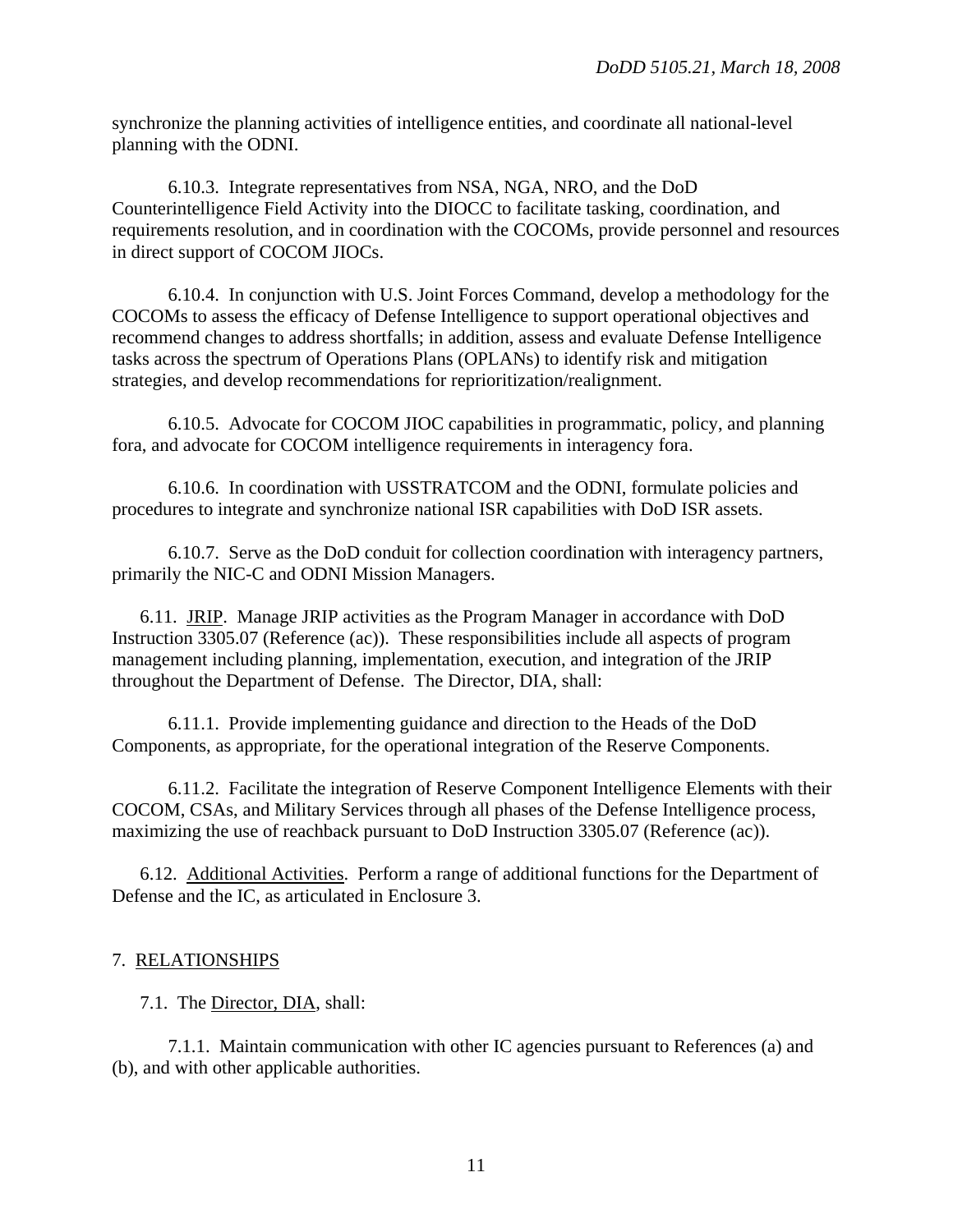synchronize the planning activities of intelligence entities, and coordinate all national-level planning with the ODNI.

6.10.3. Integrate representatives from NSA, NGA, NRO, and the DoD Counterintelligence Field Activity into the DIOCC to facilitate tasking, coordination, and requirements resolution, and in coordination with the COCOMs, provide personnel and resources in direct support of COCOM JIOCs.

6.10.4. In conjunction with U.S. Joint Forces Command, develop a methodology for the COCOMs to assess the efficacy of Defense Intelligence to support operational objectives and recommend changes to address shortfalls; in addition, assess and evaluate Defense Intelligence tasks across the spectrum of Operations Plans (OPLANs) to identify risk and mitigation strategies, and develop recommendations for reprioritization/realignment.

6.10.5. Advocate for COCOM JIOC capabilities in programmatic, policy, and planning fora, and advocate for COCOM intelligence requirements in interagency fora.

6.10.6. In coordination with USSTRATCOM and the ODNI, formulate policies and procedures to integrate and synchronize national ISR capabilities with DoD ISR assets.

6.10.7. Serve as the DoD conduit for collection coordination with interagency partners, primarily the NIC-C and ODNI Mission Managers.

6.11. <u>JRIP</u>. Manage JRIP activities as the Program Manager in accordance with DoD Instruction 3305.07 (Reference (ac)). These responsibilities include all aspects of program management including planning, implementation, execution, and integration of the JRIP throughout the Department of Defense. The Director, DIA, shall:

6.11.1. Provide implementing guidance and direction to the Heads of the DoD Components, as appropriate, for the operational integration of the Reserve Components.

6.11.2. Facilitate the integration of Reserve Component Intelligence Elements with their COCOM, CSAs, and Military Services through all phases of the Defense Intelligence process, maximizing the use of reachback pursuant to DoD Instruction 3305.07 (Reference (ac)).

6.12. <u>Additional Activities</u>. Perform a range of additional functions for the Department of Defense and the IC, as articulated in Enclosure 3.

## 7. <u>RELATIONSHIPS</u>

7.1. The <u>Director, DIA</u>, shall:

7.1.1. Maintain communication with other IC agencies pursuant to References (a) and (b), and with other applicable authorities.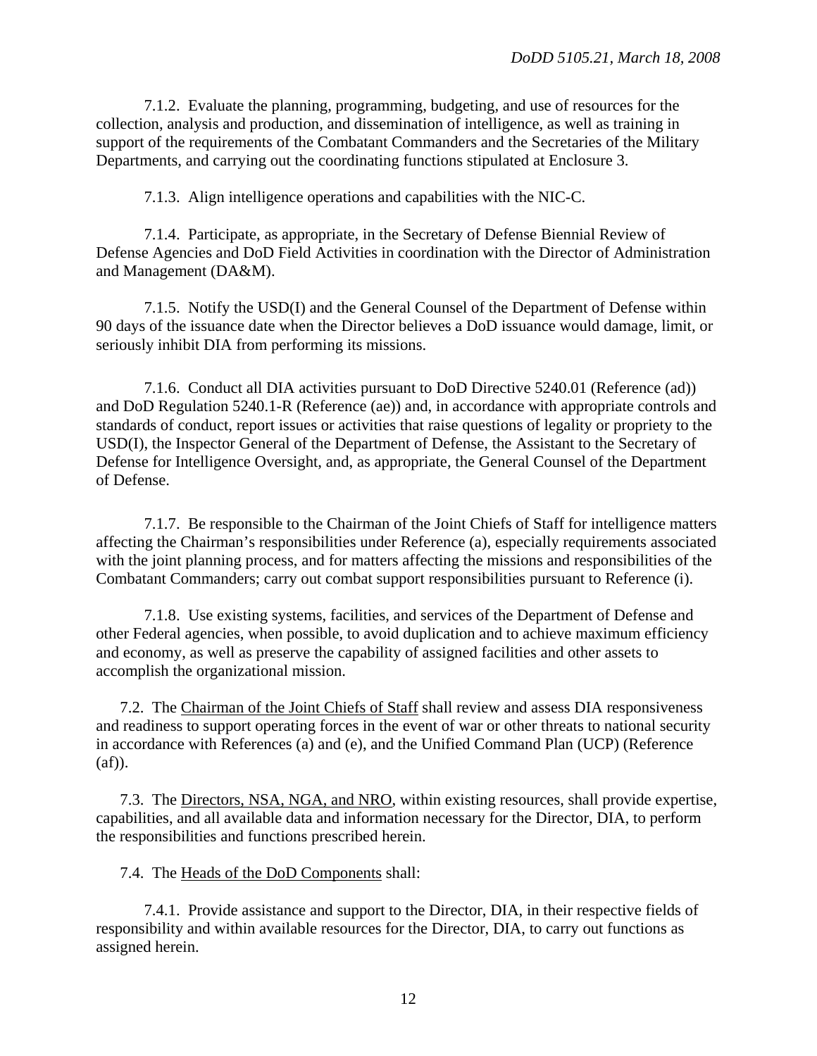7.1.2. Evaluate the planning, programming, budgeting, and use of resources for the collection, analysis and production, and dissemination of intelligence, as well as training in support of the requirements of the Combatant Commanders and the Secretaries of the Military Departments, and carrying out the coordinating functions stipulated at Enclosure 3.

7.1.3. Align intelligence operations and capabilities with the NIC-C.

7.1.4. Participate, as appropriate, in the Secretary of Defense Biennial Review of Defense Agencies and DoD Field Activities in coordination with the Director of Administration and Management (DA&M).

7.1.5. Notify the USD(I) and the General Counsel of the Department of Defense within 90 days of the issuance date when the Director believes a DoD issuance would damage, limit, or seriously inhibit DIA from performing its missions.

7.1.6. Conduct all DIA activities pursuant to DoD Directive 5240.01 (Reference (ad)) and DoD Regulation 5240.1-R (Reference (ae)) and, in accordance with appropriate controls and standards of conduct, report issues or activities that raise questions of legality or propriety to the USD(I), the Inspector General of the Department of Defense, the Assistant to the Secretary of Defense for Intelligence Oversight, and, as appropriate, the General Counsel of the Department of Defense.

7.1.7. Be responsible to the Chairman of the Joint Chiefs of Staff for intelligence matters affecting the Chairman's responsibilities under Reference (a), especially requirements associated with the joint planning process, and for matters affecting the missions and responsibilities of the Combatant Commanders; carry out combat support responsibilities pursuant to Reference (i).

7.1.8. Use existing systems, facilities, and services of the Department of Defense and other Federal agencies, when possible, to avoid duplication and to achieve maximum efficiency and economy, as well as preserve the capability of assigned facilities and other assets to accomplish the organizational mission.

7.2. The <u>Chairman of the Joint Chiefs of Staff</u> shall review and assess DIA responsiveness and readiness to support operating forces in the event of war or other threats to national security in accordance with References (a) and (e), and the Unified Command Plan (UCP) (Reference (af)).

7.3. The <u>Directors, NSA, NGA, and NRO</u>, within existing resources, shall provide expertise, capabilities, and all available data and information necessary for the Director, DIA, to perform the responsibilities and functions prescribed herein.

7.4. The <u>Heads of the DoD Components</u> shall:

7.4.1. Provide assistance and support to the Director, DIA, in their respective fields of responsibility and within available resources for the Director, DIA, to carry out functions as assigned herein.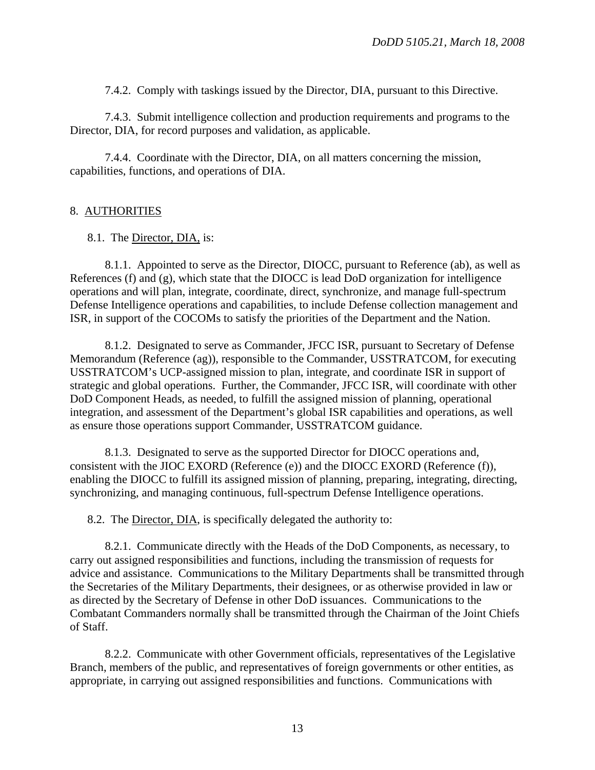7.4.2. Comply with taskings issued by the Director, DIA, pursuant to this Directive.

7.4.3. Submit intelligence collection and production requirements and programs to the Director, DIA, for record purposes and validation, as applicable.

7.4.4. Coordinate with the Director, DIA, on all matters concerning the mission, capabilities, functions, and operations of DIA.

8. AUTHORITIES

8.1. The Director, DIA, is:

8.1.1. Appointed to serve as the Director, DIOCC, pursuant to Reference (ab), as well as References (f) and (g), which state that the DIOCC is lead DoD organization for intelligence operations and will plan, integrate, coordinate, direct, synchronize, and manage full-spectrum Defense Intelligence operations and capabilities, to include Defense collection management and ISR, in support of the COCOMs to satisfy the priorities of the Department and the Nation.

8.1.2. Designated to serve as Commander, JFCC ISR, pursuant to Secretary of Defense Memorandum (Reference (ag)), responsible to the Commander, USSTRATCOM, for executing USSTRATCOM's UCP-assigned mission to plan, integrate, and coordinate ISR in support of strategic and global operations. Further, the Commander, JFCC ISR, will coordinate with other DoD Component Heads, as needed, to fulfill the assigned mission of planning, operational integration, and assessment of the Department's global ISR capabilities and operations, as well as ensure those operations support Commander, USSTRATCOM guidance.

8.1.3. Designated to serve as the supported Director for DIOCC operations and, consistent with the JIOC EXORD (Reference (e)) and the DIOCC EXORD (Reference (f)), enabling the DIOCC to fulfill its assigned mission of planning, preparing, integrating, directing, synchronizing, and managing continuous, full-spectrum Defense Intelligence operations.

8.2. The Director, DIA, is specifically delegated the authority to:

8.2.1. Communicate directly with the Heads of the DoD Components, as necessary, to carry out assigned responsibilities and functions, including the transmission of requests for advice and assistance. Communications to the Military Departments shall be transmitted through the Secretaries of the Military Departments, their designees, or as otherwise provided in law or as directed by the Secretary of Defense in other DoD issuances. Communications to the Combatant Commanders normally shall be transmitted through the Chairman of the Joint Chiefs of Staff.

8.2.2. Communicate with other Government officials, representatives of the Legislative Branch, members of the public, and representatives of foreign governments or other entities, as appropriate, in carrying out assigned responsibilities and functions. Communications with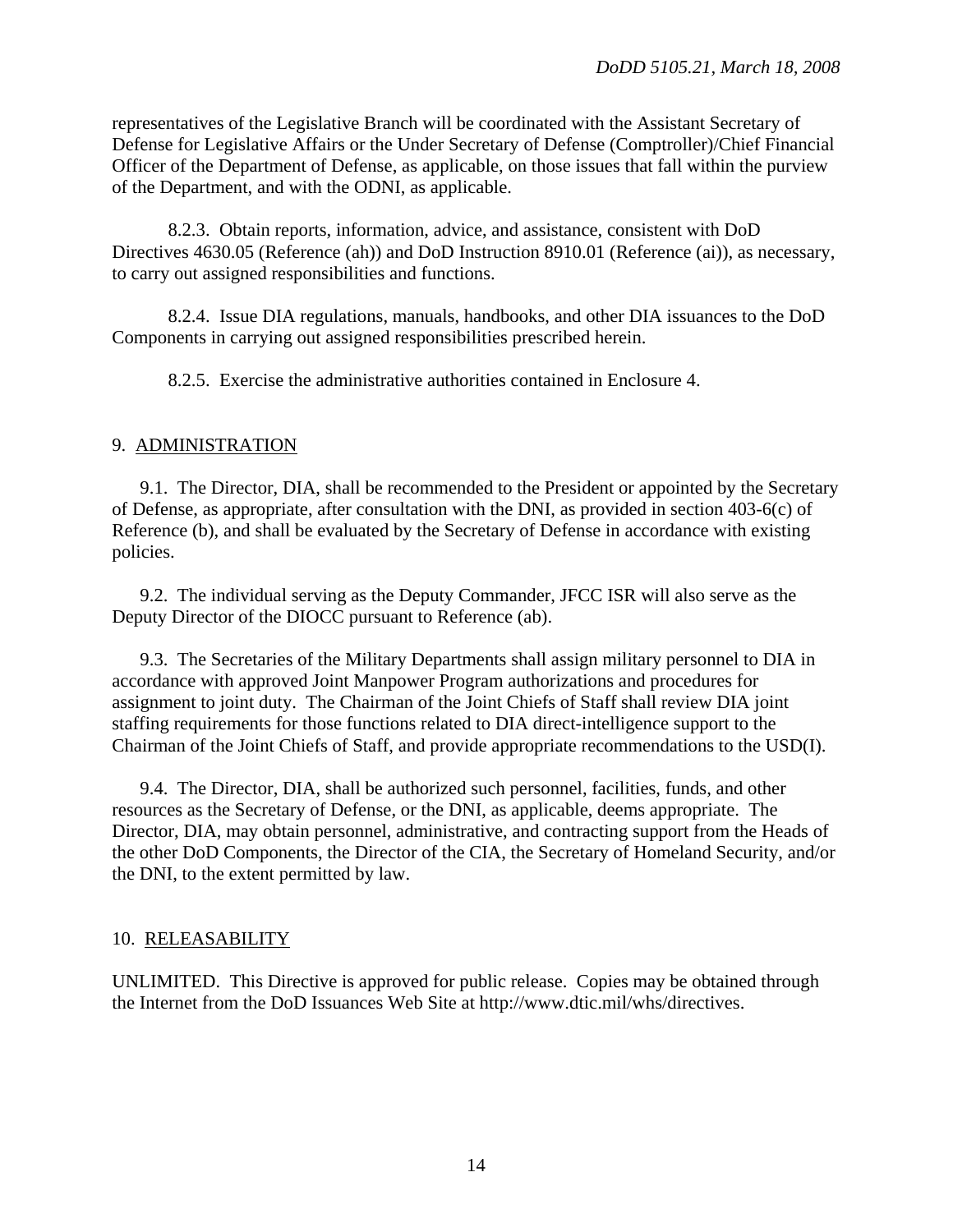representatives of the Legislative Branch will be coordinated with the Assistant Secretary of Defense for Legislative Affairs or the Under Secretary of Defense (Comptroller)/Chief Financial Officer of the Department of Defense, as applicable, on those issues that fall within the purview of the Department, and with the ODNI, as applicable.

8.2.3. Obtain reports, information, advice, and assistance, consistent with DoD Directives 4630.05 (Reference (ah)) and DoD Instruction 8910.01 (Reference (ai)), as necessary, to carry out assigned responsibilities and functions.

8.2.4. Issue DIA regulations, manuals, handbooks, and other DIA issuances to the DoD Components in carrying out assigned responsibilities prescribed herein.

8.2.5. Exercise the administrative authorities contained in Enclosure 4.

## 9. ADMINISTRATION

9.1. The Director, DIA, shall be recommended to the President or appointed by the Secretary of Defense, as appropriate, after consultation with the DNI, as provided in section 403-6(c) of Reference (b), and shall be evaluated by the Secretary of Defense in accordance with existing policies.

9.2. The individual serving as the Deputy Commander, JFCC ISR will also serve as the Deputy Director of the DIOCC pursuant to Reference (ab).

9.3. The Secretaries of the Military Departments shall assign military personnel to DIA in accordance with approved Joint Manpower Program authorizations and procedures for assignment to joint duty. The Chairman of the Joint Chiefs of Staff shall review DIA joint staffing requirements for those functions related to DIA direct-intelligence support to the Chairman of the Joint Chiefs of Staff, and provide appropriate recommendations to the USD(I).

9.4. The Director, DIA, shall be authorized such personnel, facilities, funds, and other resources as the Secretary of Defense, or the DNI, as applicable, deems appropriate. The Director, DIA, may obtain personnel, administrative, and contracting support from the Heads of the other DoD Components, the Director of the CIA, the Secretary of Homeland Security, and/or the DNI, to the extent permitted by law.

## 10. RELEASABILITY

UNLIMITED. This Directive is approved for public release. Copies may be obtained through the Internet from the DoD Issuances Web Site at http://www.dtic.mil/whs/directives.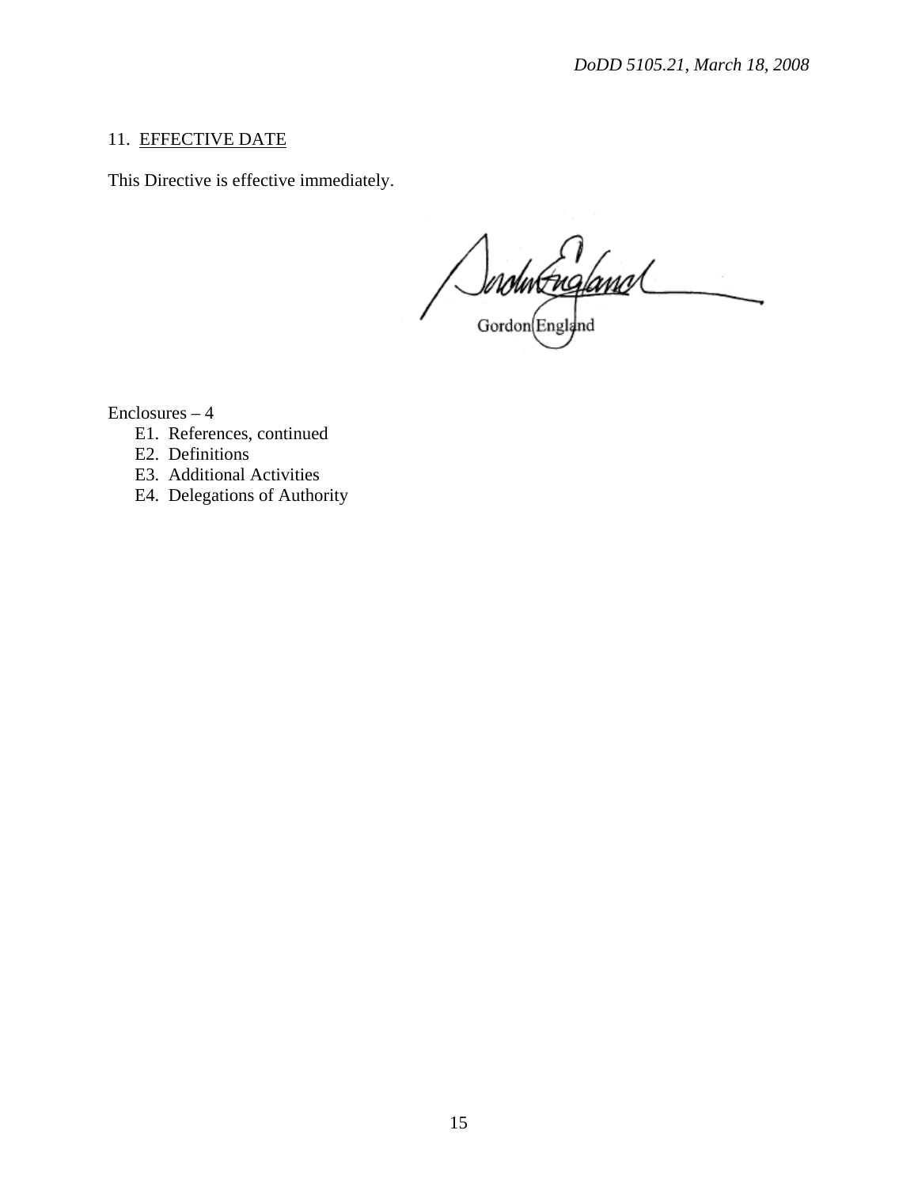## 11. EFFECTIVE DATE

This Directive is effective immediately.

Gordon England

Enclosures – 4

- E1. References, continued
- E2. Definitions
- E3. Additional Activities
- E4. Delegations of Authority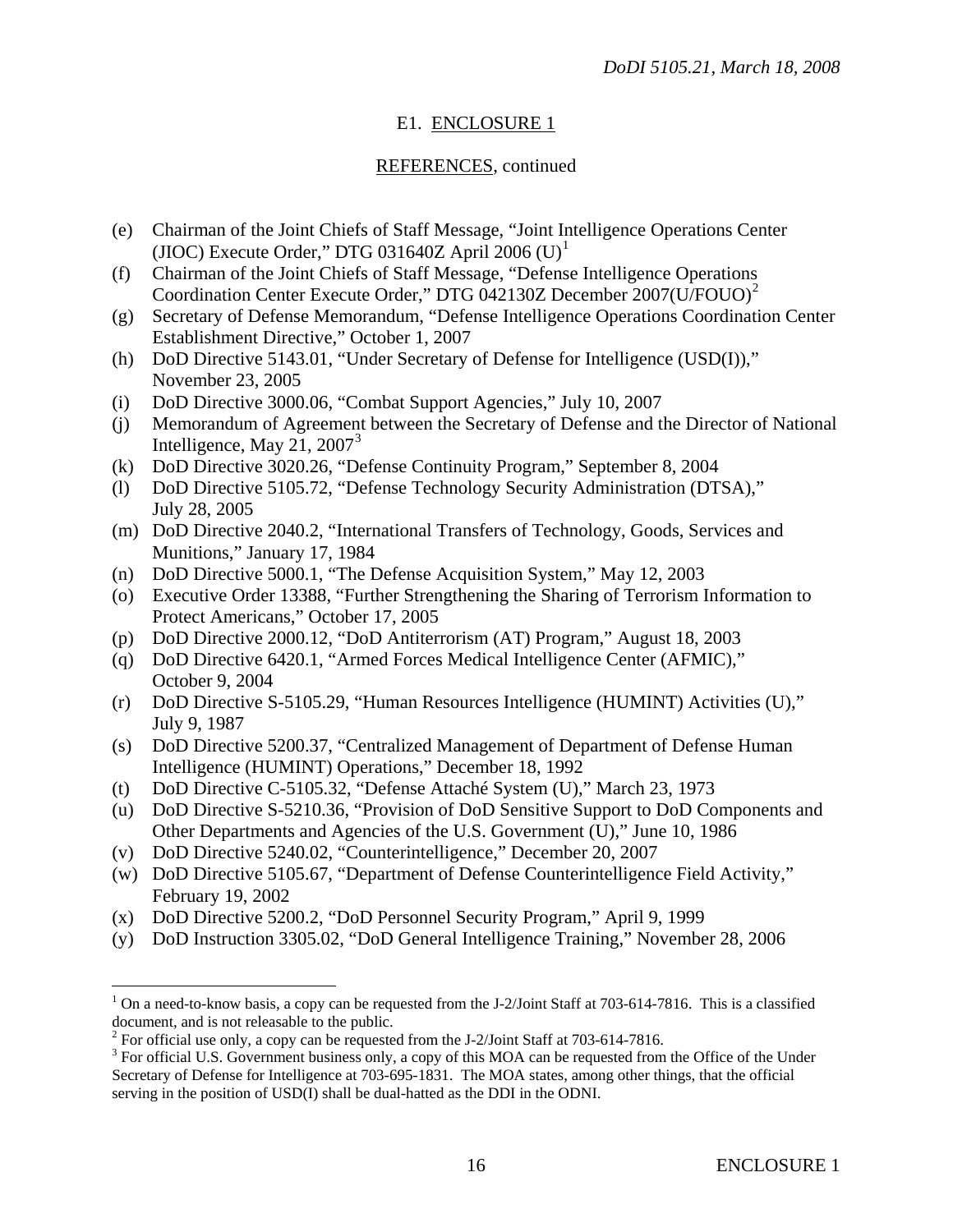## E1. ENCLOSURE 1

### REFERENCES, continued

(e) Chairman of the Joint Chiefs of Staff Message, "Joint Intelligence Operations Center (JIOC) Execute Order," DTG 031640Z April 2006 (U)[1]

(f) Chairman of the Joint Chiefs of Staff Message, "Defense Intelligence Operations Coordination Center Execute Order," DTG 042130Z December 2007(U/FOUO)[2]

(g) Secretary of Defense Memorandum, "Defense Intelligence Operations Coordination Center Establishment Directive," October 1, 2007

(h) DoD Directive 5143.01, "Under Secretary of Defense for Intelligence (USD(I))," November 23, 2005

(i) DoD Directive 3000.06, "Combat Support Agencies," July 10, 2007

(j) Memorandum of Agreement between the Secretary of Defense and the Director of National Intelligence, May 21, 2007[3]

(k) DoD Directive 3020.26, "Defense Continuity Program," September 8, 2004

(l) DoD Directive 5105.72, "Defense Technology Security Administration (DTSA)," July 28, 2005

(m) DoD Directive 2040.2, "International Transfers of Technology, Goods, Services and Munitions," January 17, 1984

(n) DoD Directive 5000.1, "The Defense Acquisition System," May 12, 2003

(o) Executive Order 13388, "Further Strengthening the Sharing of Terrorism Information to Protect Americans," October 17, 2005

(p) DoD Directive 2000.12, "DoD Antiterrorism (AT) Program," August 18, 2003

(q) DoD Directive 6420.1, "Armed Forces Medical Intelligence Center (AFMIC)," October 9, 2004

(r) DoD Directive S-5105.29, "Human Resources Intelligence (HUMINT) Activities (U)," July 9, 1987

(s) DoD Directive 5200.37, "Centralized Management of Department of Defense Human Intelligence (HUMINT) Operations," December 18, 1992

(t) DoD Directive C-5105.32, "Defense Attaché System (U)," March 23, 1973

(u) DoD Directive S-5210.36, "Provision of DoD Sensitive Support to DoD Components and Other Departments and Agencies of the U.S. Government (U)," June 10, 1986

(v) DoD Directive 5240.02, "Counterintelligence," December 20, 2007

(w) DoD Directive 5105.67, "Department of Defense Counterintelligence Field Activity," February 19, 2002

(x) DoD Directive 5200.2, "DoD Personnel Security Program," April 9, 1999

(y) DoD Instruction 3305.02, "DoD General Intelligence Training," November 28, 2006

---

[1] On a need-to-know basis, a copy can be requested from the J-2/Joint Staff at 703-614-7816. This is a classified document, and is not releasable to the public.

[2] For official use only, a copy can be requested from the J-2/Joint Staff at 703-614-7816.

[3] For official U.S. Government business only, a copy of this MOA can be requested from the Office of the Under Secretary of Defense for Intelligence at 703-695-1831. The MOA states, among other things, that the official serving in the position of USD(I) shall be dual-hatted as the DDI in the ODNI.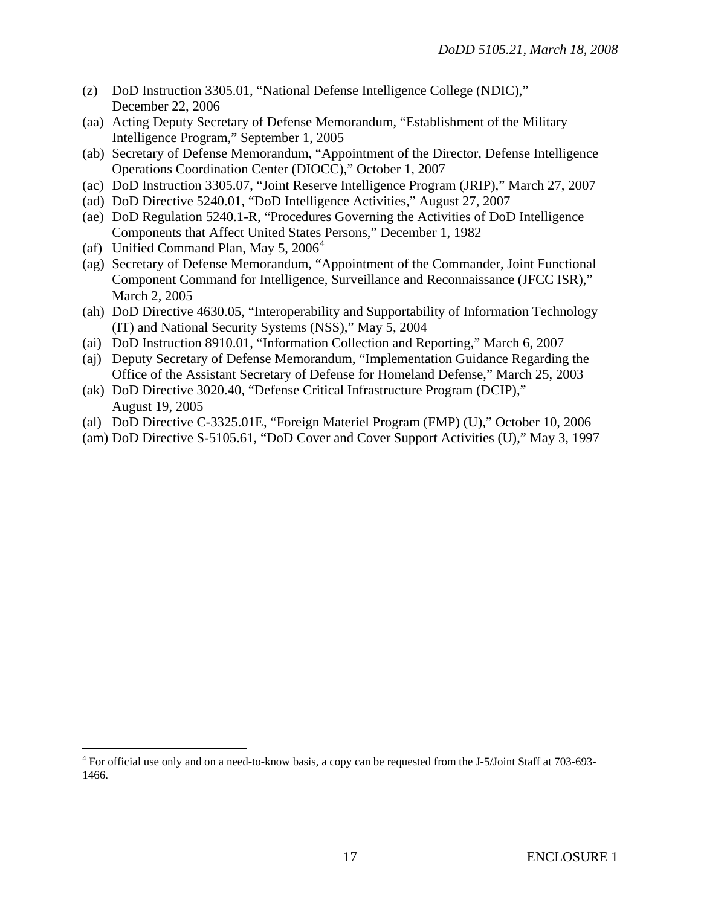(z) DoD Instruction 3305.01, "National Defense Intelligence College (NDIC)," December 22, 2006

(aa) Acting Deputy Secretary of Defense Memorandum, "Establishment of the Military Intelligence Program," September 1, 2005

(ab) Secretary of Defense Memorandum, "Appointment of the Director, Defense Intelligence Operations Coordination Center (DIOCC)," October 1, 2007

(ac) DoD Instruction 3305.07, "Joint Reserve Intelligence Program (JRIP)," March 27, 2007

(ad) DoD Directive 5240.01, "DoD Intelligence Activities," August 27, 2007

(ae) DoD Regulation 5240.1-R, "Procedures Governing the Activities of DoD Intelligence Components that Affect United States Persons," December 1, 1982

(af) Unified Command Plan, May 5, 2006[4]

(ag) Secretary of Defense Memorandum, "Appointment of the Commander, Joint Functional Component Command for Intelligence, Surveillance and Reconnaissance (JFCC ISR)," March 2, 2005

(ah) DoD Directive 4630.05, "Interoperability and Supportability of Information Technology (IT) and National Security Systems (NSS)," May 5, 2004

(ai) DoD Instruction 8910.01, "Information Collection and Reporting," March 6, 2007

(aj) Deputy Secretary of Defense Memorandum, "Implementation Guidance Regarding the Office of the Assistant Secretary of Defense for Homeland Defense," March 25, 2003

(ak) DoD Directive 3020.40, "Defense Critical Infrastructure Program (DCIP)," August 19, 2005

(al) DoD Directive C-3325.01E, "Foreign Materiel Program (FMP) (U)," October 10, 2006

(am) DoD Directive S-5105.61, "DoD Cover and Cover Support Activities (U)," May 3, 1997

---

[4] For official use only and on a need-to-know basis, a copy can be requested from the J-5/Joint Staff at 703-693-1466.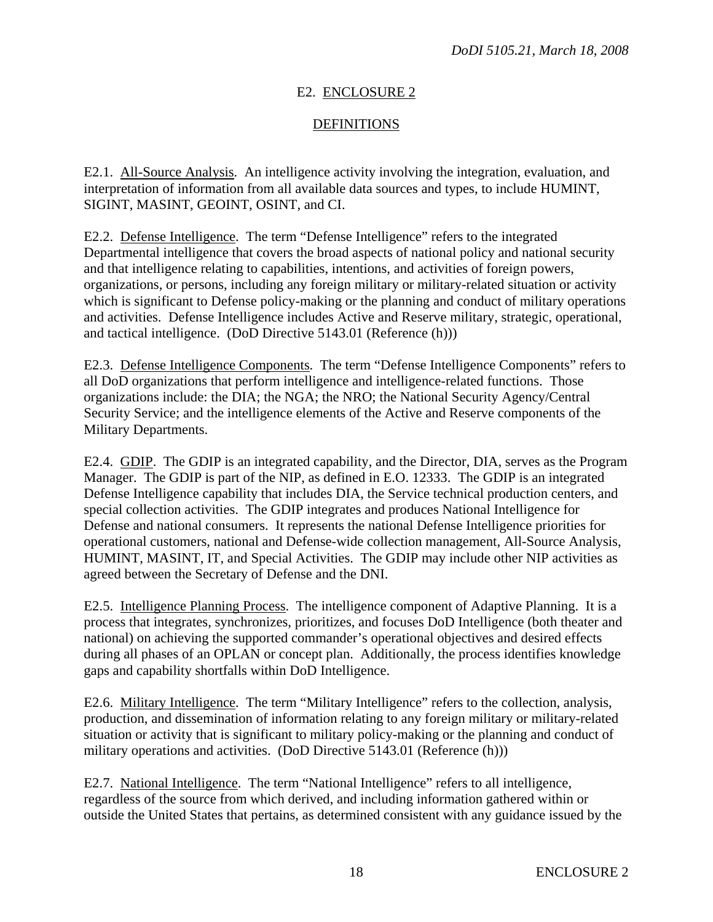## E2. ENCLOSURE 2

## DEFINITIONS

E2.1. All-Source Analysis. An intelligence activity involving the integration, evaluation, and interpretation of information from all available data sources and types, to include HUMINT, SIGINT, MASINT, GEOINT, OSINT, and CI.

E2.2. Defense Intelligence. The term "Defense Intelligence" refers to the integrated Departmental intelligence that covers the broad aspects of national policy and national security and that intelligence relating to capabilities, intentions, and activities of foreign powers, organizations, or persons, including any foreign military or military-related situation or activity which is significant to Defense policy-making or the planning and conduct of military operations and activities. Defense Intelligence includes Active and Reserve military, strategic, operational, and tactical intelligence. (DoD Directive 5143.01 (Reference (h)))

E2.3. Defense Intelligence Components. The term "Defense Intelligence Components" refers to all DoD organizations that perform intelligence and intelligence-related functions. Those organizations include: the DIA; the NGA; the NRO; the National Security Agency/Central Security Service; and the intelligence elements of the Active and Reserve components of the Military Departments.

E2.4. GDIP. The GDIP is an integrated capability, and the Director, DIA, serves as the Program Manager. The GDIP is part of the NIP, as defined in E.O. 12333. The GDIP is an integrated Defense Intelligence capability that includes DIA, the Service technical production centers, and special collection activities. The GDIP integrates and produces National Intelligence for Defense and national consumers. It represents the national Defense Intelligence priorities for operational customers, national and Defense-wide collection management, All-Source Analysis, HUMINT, MASINT, IT, and Special Activities. The GDIP may include other NIP activities as agreed between the Secretary of Defense and the DNI.

E2.5. Intelligence Planning Process. The intelligence component of Adaptive Planning. It is a process that integrates, synchronizes, prioritizes, and focuses DoD Intelligence (both theater and national) on achieving the supported commander's operational objectives and desired effects during all phases of an OPLAN or concept plan. Additionally, the process identifies knowledge gaps and capability shortfalls within DoD Intelligence.

E2.6. Military Intelligence. The term "Military Intelligence" refers to the collection, analysis, production, and dissemination of information relating to any foreign military or military-related situation or activity that is significant to military policy-making or the planning and conduct of military operations and activities. (DoD Directive 5143.01 (Reference (h)))

E2.7. National Intelligence. The term "National Intelligence" refers to all intelligence, regardless of the source from which derived, and including information gathered within or outside the United States that pertains, as determined consistent with any guidance issued by the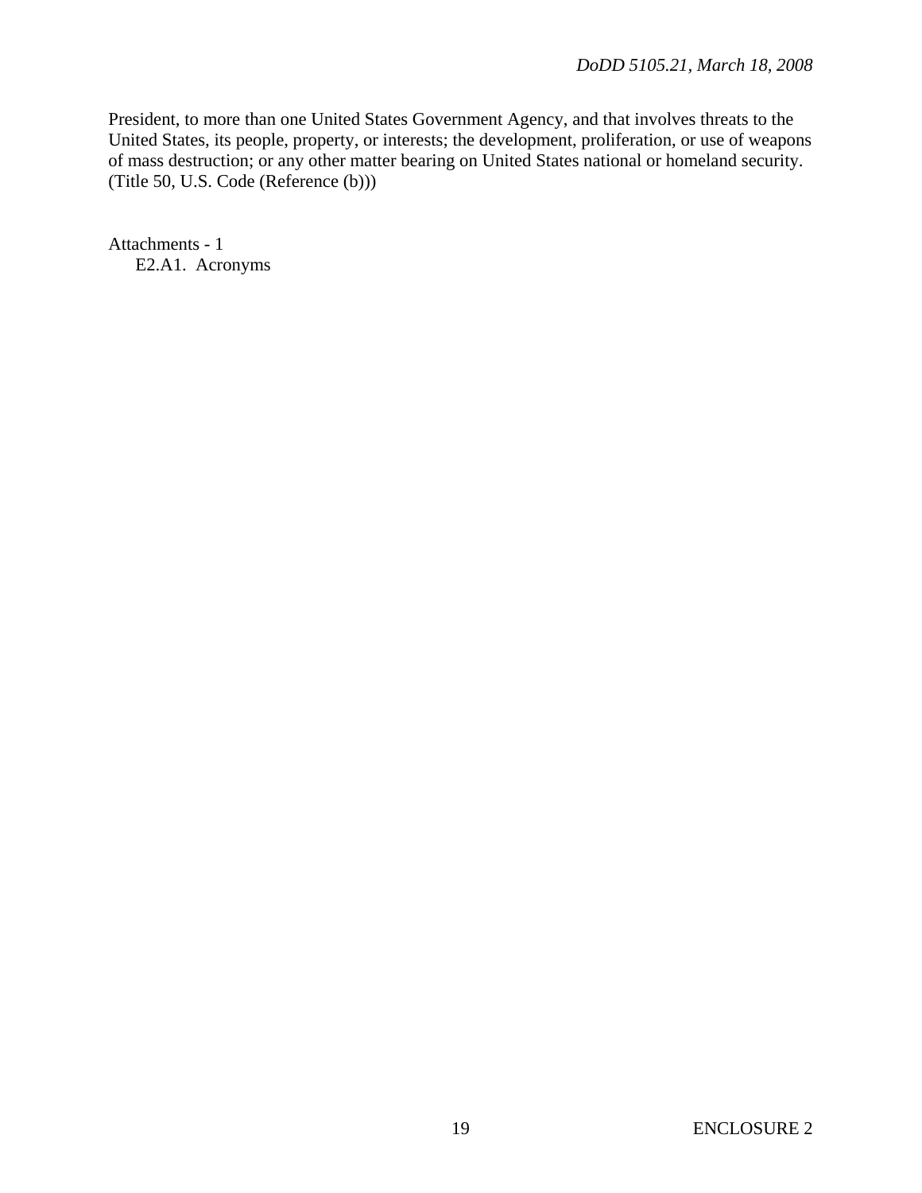President, to more than one United States Government Agency, and that involves threats to the United States, its people, property, or interests; the development, proliferation, or use of weapons of mass destruction; or any other matter bearing on United States national or homeland security. (Title 50, U.S. Code (Reference (b)))

Attachments - 1
  E2.A1. Acronyms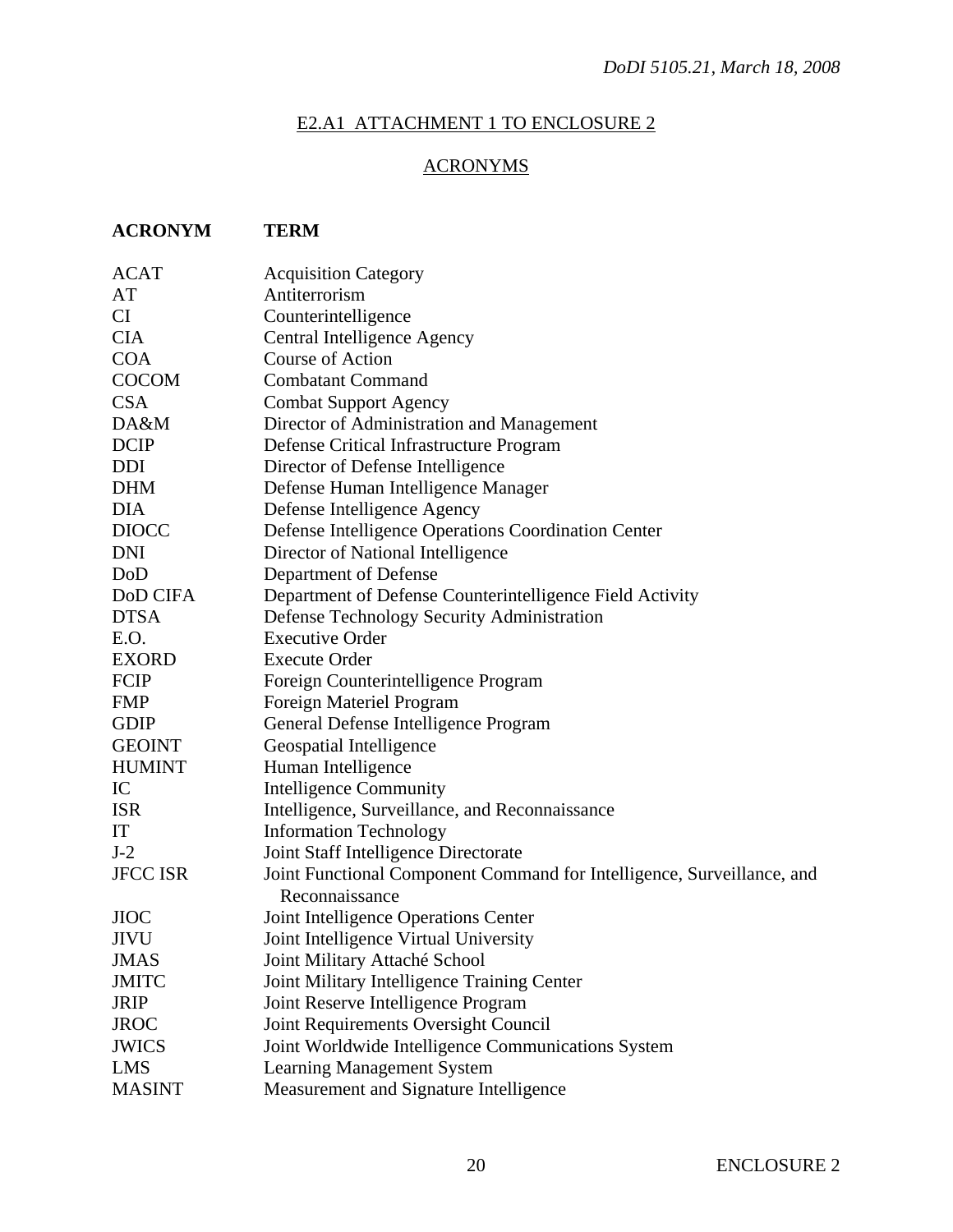## E2.A1 ATTACHMENT 1 TO ENCLOSURE 2

## ACRONYMS

| ACRONYM | TERM |
|---|---|
| ACAT | Acquisition Category |
| AT | Antiterrorism |
| CI | Counterintelligence |
| CIA | Central Intelligence Agency |
| COA | Course of Action |
| COCOM | Combatant Command |
| CSA | Combat Support Agency |
| DA&M | Director of Administration and Management |
| DCIP | Defense Critical Infrastructure Program |
| DDI | Director of Defense Intelligence |
| DHM | Defense Human Intelligence Manager |
| DIA | Defense Intelligence Agency |
| DIOCC | Defense Intelligence Operations Coordination Center |
| DNI | Director of National Intelligence |
| DoD | Department of Defense |
| DoD CIFA | Department of Defense Counterintelligence Field Activity |
| DTSA | Defense Technology Security Administration |
| E.O. | Executive Order |
| EXORD | Execute Order |
| FCIP | Foreign Counterintelligence Program |
| FMP | Foreign Materiel Program |
| GDIP | General Defense Intelligence Program |
| GEOINT | Geospatial Intelligence |
| HUMINT | Human Intelligence |
| IC | Intelligence Community |
| ISR | Intelligence, Surveillance, and Reconnaissance |
| IT | Information Technology |
| J-2 | Joint Staff Intelligence Directorate |
| JFCC ISR | Joint Functional Component Command for Intelligence, Surveillance, and Reconnaissance |
| JIOC | Joint Intelligence Operations Center |
| JIVU | Joint Intelligence Virtual University |
| JMAS | Joint Military Attaché School |
| JMITC | Joint Military Intelligence Training Center |
| JRIP | Joint Reserve Intelligence Program |
| JROC | Joint Requirements Oversight Council |
| JWICS | Joint Worldwide Intelligence Communications System |
| LMS | Learning Management System |
| MASINT | Measurement and Signature Intelligence |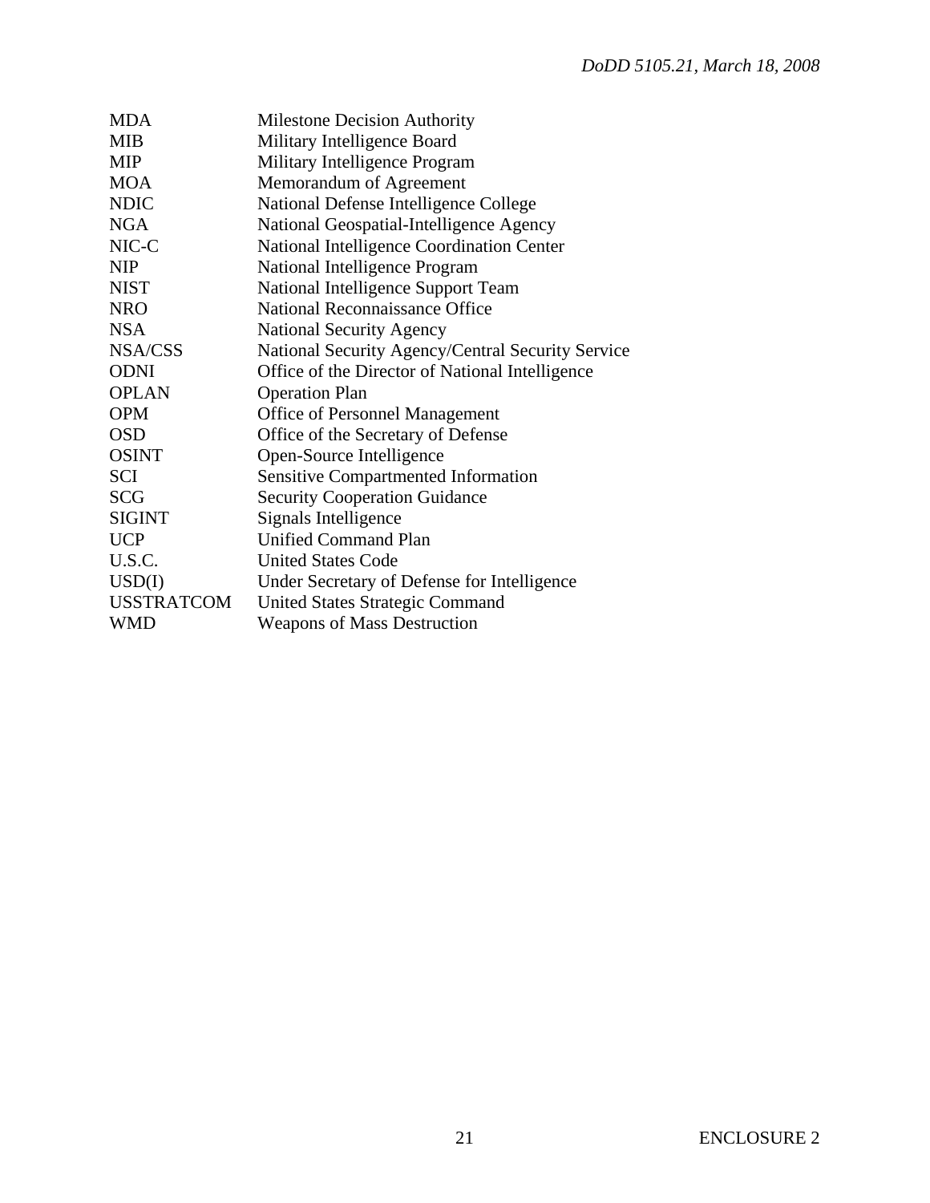| | |
|---|---|
| MDA | Milestone Decision Authority |
| MIB | Military Intelligence Board |
| MIP | Military Intelligence Program |
| MOA | Memorandum of Agreement |
| NDIC | National Defense Intelligence College |
| NGA | National Geospatial-Intelligence Agency |
| NIC-C | National Intelligence Coordination Center |
| NIP | National Intelligence Program |
| NIST | National Intelligence Support Team |
| NRO | National Reconnaissance Office |
| NSA | National Security Agency |
| NSA/CSS | National Security Agency/Central Security Service |
| ODNI | Office of the Director of National Intelligence |
| OPLAN | Operation Plan |
| OPM | Office of Personnel Management |
| OSD | Office of the Secretary of Defense |
| OSINT | Open-Source Intelligence |
| SCI | Sensitive Compartmented Information |
| SCG | Security Cooperation Guidance |
| SIGINT | Signals Intelligence |
| UCP | Unified Command Plan |
| U.S.C. | United States Code |
| USD(I) | Under Secretary of Defense for Intelligence |
| USSTRATCOM | United States Strategic Command |
| WMD | Weapons of Mass Destruction |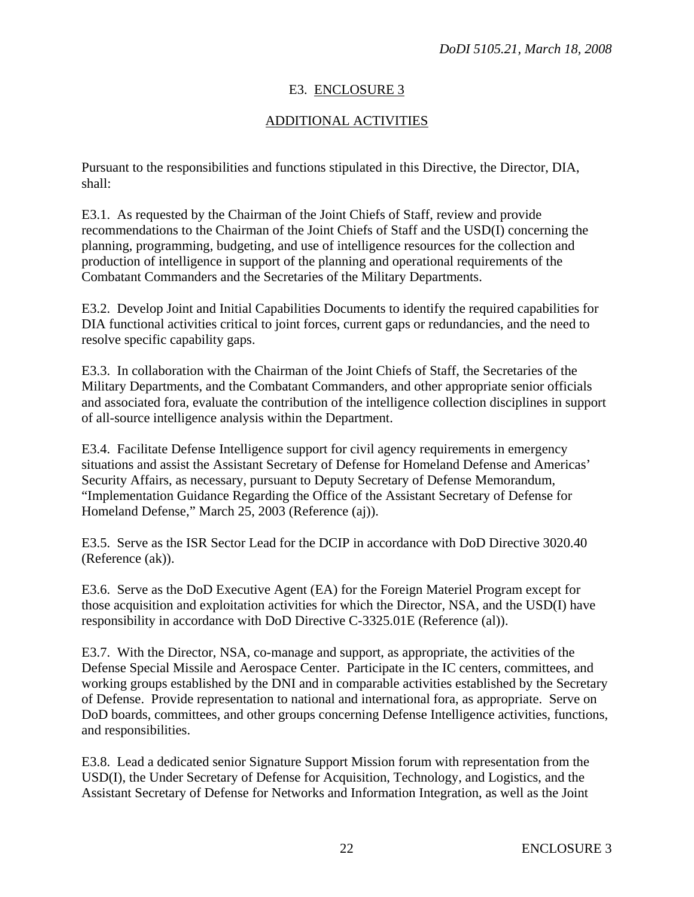## E3. ENCLOSURE 3

### ADDITIONAL ACTIVITIES

Pursuant to the responsibilities and functions stipulated in this Directive, the Director, DIA, shall:

E3.1. As requested by the Chairman of the Joint Chiefs of Staff, review and provide recommendations to the Chairman of the Joint Chiefs of Staff and the USD(I) concerning the planning, programming, budgeting, and use of intelligence resources for the collection and production of intelligence in support of the planning and operational requirements of the Combatant Commanders and the Secretaries of the Military Departments.

E3.2. Develop Joint and Initial Capabilities Documents to identify the required capabilities for DIA functional activities critical to joint forces, current gaps or redundancies, and the need to resolve specific capability gaps.

E3.3. In collaboration with the Chairman of the Joint Chiefs of Staff, the Secretaries of the Military Departments, and the Combatant Commanders, and other appropriate senior officials and associated fora, evaluate the contribution of the intelligence collection disciplines in support of all-source intelligence analysis within the Department.

E3.4. Facilitate Defense Intelligence support for civil agency requirements in emergency situations and assist the Assistant Secretary of Defense for Homeland Defense and Americas' Security Affairs, as necessary, pursuant to Deputy Secretary of Defense Memorandum, "Implementation Guidance Regarding the Office of the Assistant Secretary of Defense for Homeland Defense," March 25, 2003 (Reference (aj)).

E3.5. Serve as the ISR Sector Lead for the DCIP in accordance with DoD Directive 3020.40 (Reference (ak)).

E3.6. Serve as the DoD Executive Agent (EA) for the Foreign Materiel Program except for those acquisition and exploitation activities for which the Director, NSA, and the USD(I) have responsibility in accordance with DoD Directive C-3325.01E (Reference (al)).

E3.7. With the Director, NSA, co-manage and support, as appropriate, the activities of the Defense Special Missile and Aerospace Center. Participate in the IC centers, committees, and working groups established by the DNI and in comparable activities established by the Secretary of Defense. Provide representation to national and international fora, as appropriate. Serve on DoD boards, committees, and other groups concerning Defense Intelligence activities, functions, and responsibilities.

E3.8. Lead a dedicated senior Signature Support Mission forum with representation from the USD(I), the Under Secretary of Defense for Acquisition, Technology, and Logistics, and the Assistant Secretary of Defense for Networks and Information Integration, as well as the Joint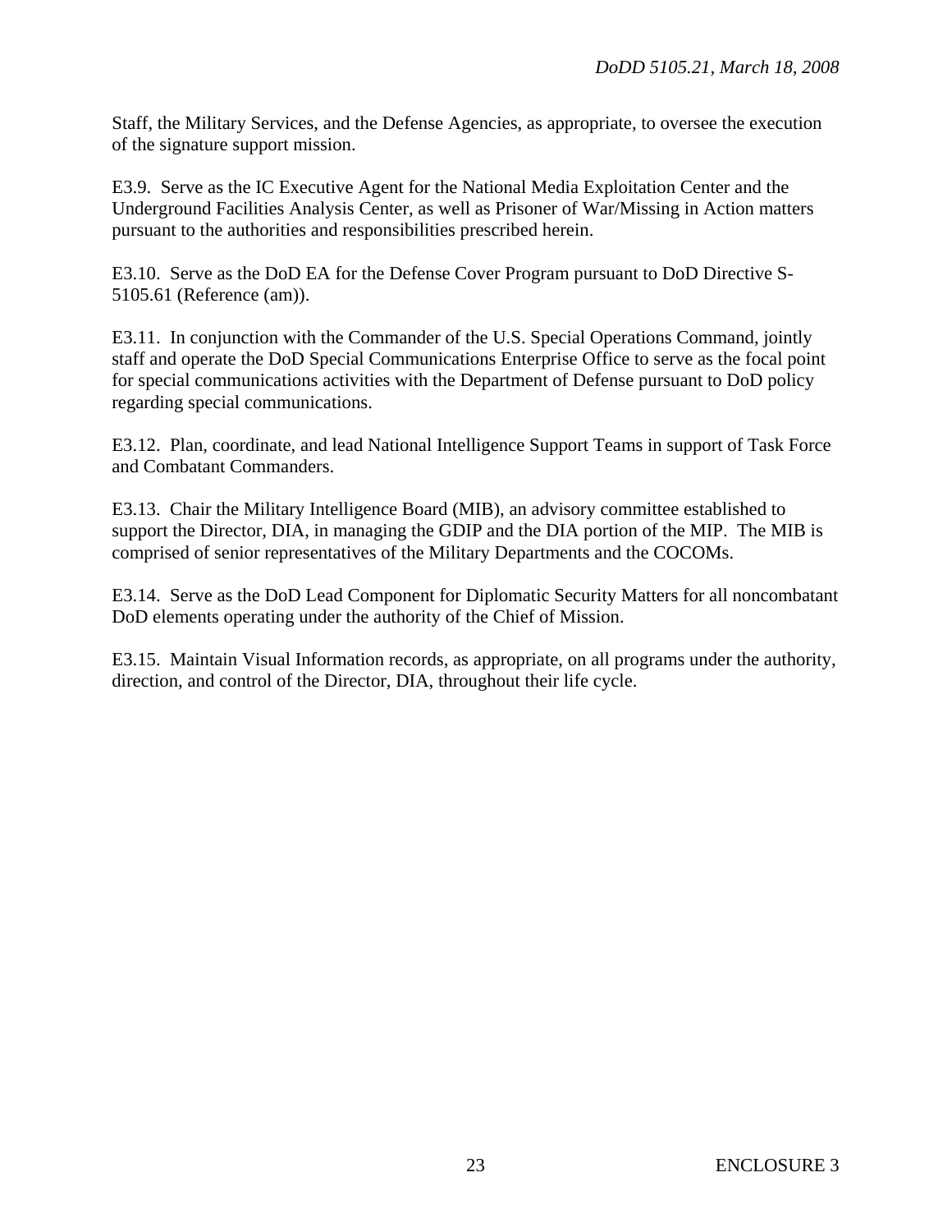Staff, the Military Services, and the Defense Agencies, as appropriate, to oversee the execution of the signature support mission.

E3.9. Serve as the IC Executive Agent for the National Media Exploitation Center and the Underground Facilities Analysis Center, as well as Prisoner of War/Missing in Action matters pursuant to the authorities and responsibilities prescribed herein.

E3.10. Serve as the DoD EA for the Defense Cover Program pursuant to DoD Directive S-5105.61 (Reference (am)).

E3.11. In conjunction with the Commander of the U.S. Special Operations Command, jointly staff and operate the DoD Special Communications Enterprise Office to serve as the focal point for special communications activities with the Department of Defense pursuant to DoD policy regarding special communications.

E3.12. Plan, coordinate, and lead National Intelligence Support Teams in support of Task Force and Combatant Commanders.

E3.13. Chair the Military Intelligence Board (MIB), an advisory committee established to support the Director, DIA, in managing the GDIP and the DIA portion of the MIP. The MIB is comprised of senior representatives of the Military Departments and the COCOMs.

E3.14. Serve as the DoD Lead Component for Diplomatic Security Matters for all noncombatant DoD elements operating under the authority of the Chief of Mission.

E3.15. Maintain Visual Information records, as appropriate, on all programs under the authority, direction, and control of the Director, DIA, throughout their life cycle.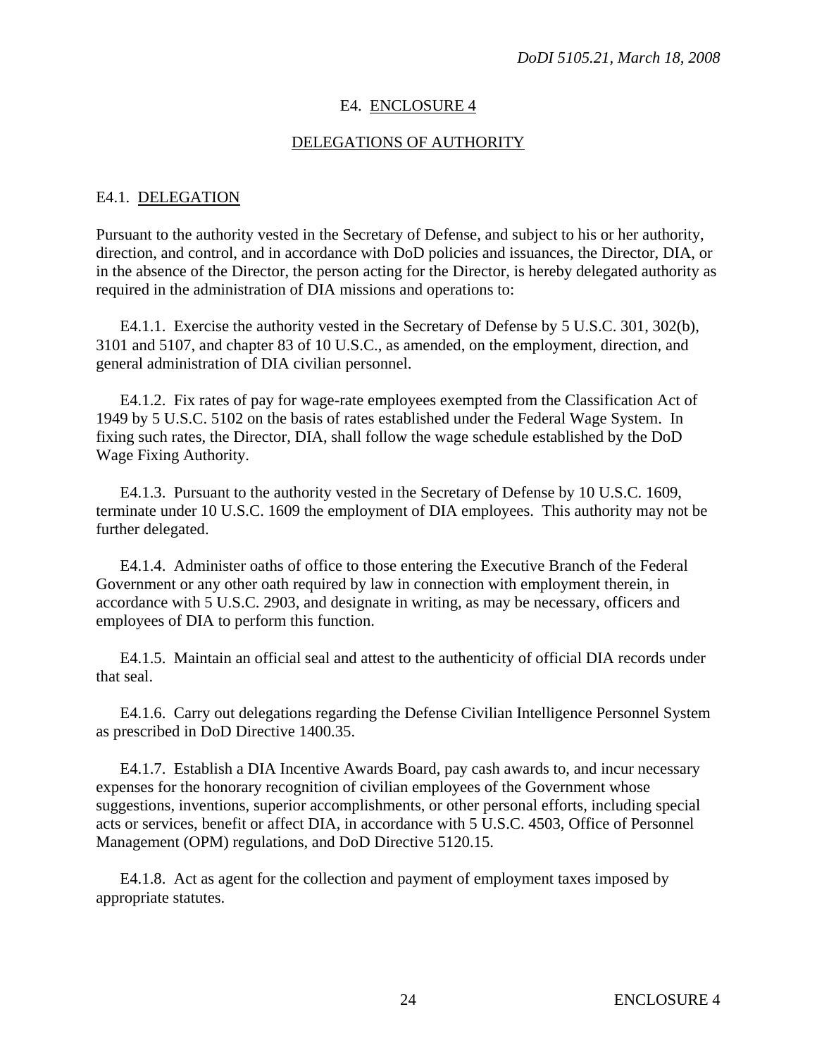## E4. ENCLOSURE 4

## DELEGATIONS OF AUTHORITY

### E4.1. DELEGATION

Pursuant to the authority vested in the Secretary of Defense, and subject to his or her authority, direction, and control, and in accordance with DoD policies and issuances, the Director, DIA, or in the absence of the Director, the person acting for the Director, is hereby delegated authority as required in the administration of DIA missions and operations to:

E4.1.1. Exercise the authority vested in the Secretary of Defense by 5 U.S.C. 301, 302(b), 3101 and 5107, and chapter 83 of 10 U.S.C., as amended, on the employment, direction, and general administration of DIA civilian personnel.

E4.1.2. Fix rates of pay for wage-rate employees exempted from the Classification Act of 1949 by 5 U.S.C. 5102 on the basis of rates established under the Federal Wage System. In fixing such rates, the Director, DIA, shall follow the wage schedule established by the DoD Wage Fixing Authority.

E4.1.3. Pursuant to the authority vested in the Secretary of Defense by 10 U.S.C. 1609, terminate under 10 U.S.C. 1609 the employment of DIA employees. This authority may not be further delegated.

E4.1.4. Administer oaths of office to those entering the Executive Branch of the Federal Government or any other oath required by law in connection with employment therein, in accordance with 5 U.S.C. 2903, and designate in writing, as may be necessary, officers and employees of DIA to perform this function.

E4.1.5. Maintain an official seal and attest to the authenticity of official DIA records under that seal.

E4.1.6. Carry out delegations regarding the Defense Civilian Intelligence Personnel System as prescribed in DoD Directive 1400.35.

E4.1.7. Establish a DIA Incentive Awards Board, pay cash awards to, and incur necessary expenses for the honorary recognition of civilian employees of the Government whose suggestions, inventions, superior accomplishments, or other personal efforts, including special acts or services, benefit or affect DIA, in accordance with 5 U.S.C. 4503, Office of Personnel Management (OPM) regulations, and DoD Directive 5120.15.

E4.1.8. Act as agent for the collection and payment of employment taxes imposed by appropriate statutes.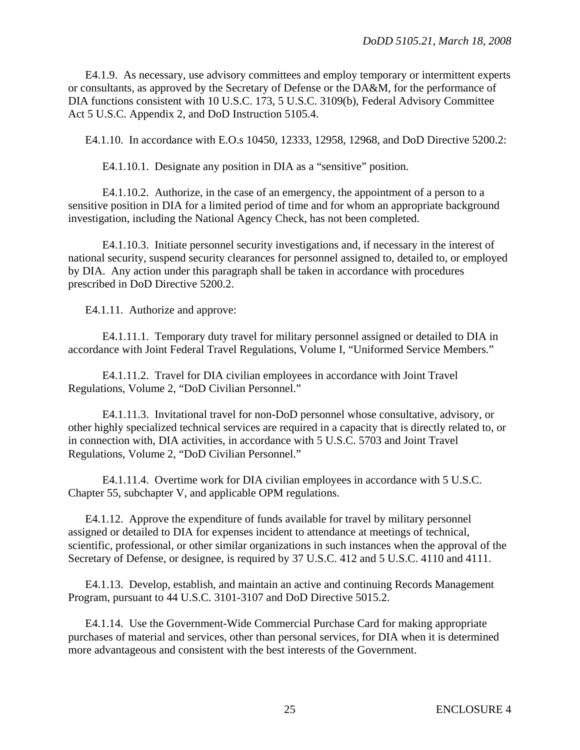E4.1.9. As necessary, use advisory committees and employ temporary or intermittent experts or consultants, as approved by the Secretary of Defense or the DA&M, for the performance of DIA functions consistent with 10 U.S.C. 173, 5 U.S.C. 3109(b), Federal Advisory Committee Act 5 U.S.C. Appendix 2, and DoD Instruction 5105.4.

E4.1.10. In accordance with E.O.s 10450, 12333, 12958, 12968, and DoD Directive 5200.2:

E4.1.10.1. Designate any position in DIA as a "sensitive" position.

E4.1.10.2. Authorize, in the case of an emergency, the appointment of a person to a sensitive position in DIA for a limited period of time and for whom an appropriate background investigation, including the National Agency Check, has not been completed.

E4.1.10.3. Initiate personnel security investigations and, if necessary in the interest of national security, suspend security clearances for personnel assigned to, detailed to, or employed by DIA. Any action under this paragraph shall be taken in accordance with procedures prescribed in DoD Directive 5200.2.

E4.1.11. Authorize and approve:

E4.1.11.1. Temporary duty travel for military personnel assigned or detailed to DIA in accordance with Joint Federal Travel Regulations, Volume I, "Uniformed Service Members."

E4.1.11.2. Travel for DIA civilian employees in accordance with Joint Travel Regulations, Volume 2, "DoD Civilian Personnel."

E4.1.11.3. Invitational travel for non-DoD personnel whose consultative, advisory, or other highly specialized technical services are required in a capacity that is directly related to, or in connection with, DIA activities, in accordance with 5 U.S.C. 5703 and Joint Travel Regulations, Volume 2, "DoD Civilian Personnel."

E4.1.11.4. Overtime work for DIA civilian employees in accordance with 5 U.S.C. Chapter 55, subchapter V, and applicable OPM regulations.

E4.1.12. Approve the expenditure of funds available for travel by military personnel assigned or detailed to DIA for expenses incident to attendance at meetings of technical, scientific, professional, or other similar organizations in such instances when the approval of the Secretary of Defense, or designee, is required by 37 U.S.C. 412 and 5 U.S.C. 4110 and 4111.

E4.1.13. Develop, establish, and maintain an active and continuing Records Management Program, pursuant to 44 U.S.C. 3101-3107 and DoD Directive 5015.2.

E4.1.14. Use the Government-Wide Commercial Purchase Card for making appropriate purchases of material and services, other than personal services, for DIA when it is determined more advantageous and consistent with the best interests of the Government.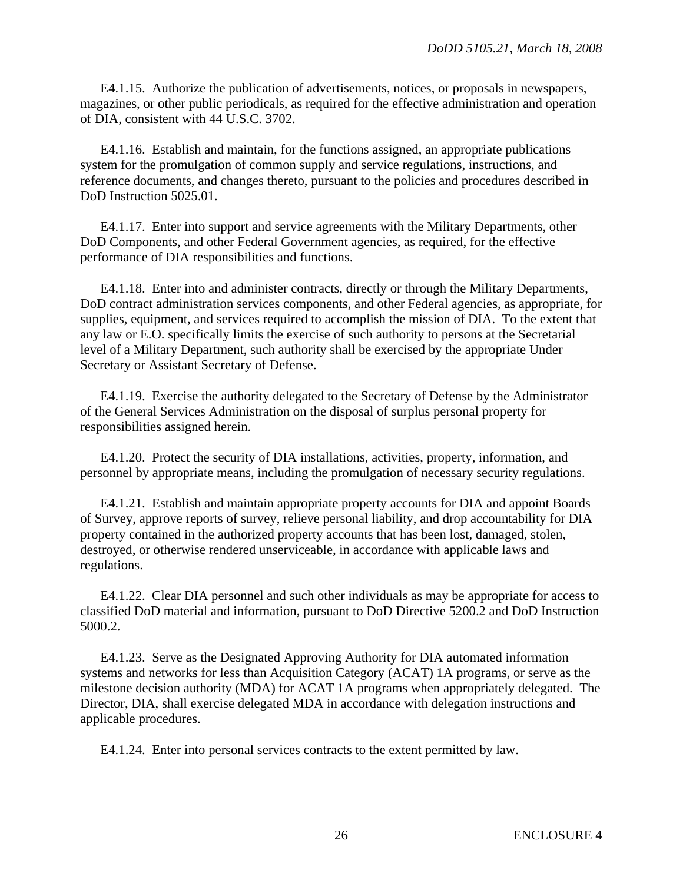E4.1.15. Authorize the publication of advertisements, notices, or proposals in newspapers, magazines, or other public periodicals, as required for the effective administration and operation of DIA, consistent with 44 U.S.C. 3702.

E4.1.16. Establish and maintain, for the functions assigned, an appropriate publications system for the promulgation of common supply and service regulations, instructions, and reference documents, and changes thereto, pursuant to the policies and procedures described in DoD Instruction 5025.01.

E4.1.17. Enter into support and service agreements with the Military Departments, other DoD Components, and other Federal Government agencies, as required, for the effective performance of DIA responsibilities and functions.

E4.1.18. Enter into and administer contracts, directly or through the Military Departments, DoD contract administration services components, and other Federal agencies, as appropriate, for supplies, equipment, and services required to accomplish the mission of DIA. To the extent that any law or E.O. specifically limits the exercise of such authority to persons at the Secretarial level of a Military Department, such authority shall be exercised by the appropriate Under Secretary or Assistant Secretary of Defense.

E4.1.19. Exercise the authority delegated to the Secretary of Defense by the Administrator of the General Services Administration on the disposal of surplus personal property for responsibilities assigned herein.

E4.1.20. Protect the security of DIA installations, activities, property, information, and personnel by appropriate means, including the promulgation of necessary security regulations.

E4.1.21. Establish and maintain appropriate property accounts for DIA and appoint Boards of Survey, approve reports of survey, relieve personal liability, and drop accountability for DIA property contained in the authorized property accounts that has been lost, damaged, stolen, destroyed, or otherwise rendered unserviceable, in accordance with applicable laws and regulations.

E4.1.22. Clear DIA personnel and such other individuals as may be appropriate for access to classified DoD material and information, pursuant to DoD Directive 5200.2 and DoD Instruction 5000.2.

E4.1.23. Serve as the Designated Approving Authority for DIA automated information systems and networks for less than Acquisition Category (ACAT) 1A programs, or serve as the milestone decision authority (MDA) for ACAT 1A programs when appropriately delegated. The Director, DIA, shall exercise delegated MDA in accordance with delegation instructions and applicable procedures.

E4.1.24. Enter into personal services contracts to the extent permitted by law.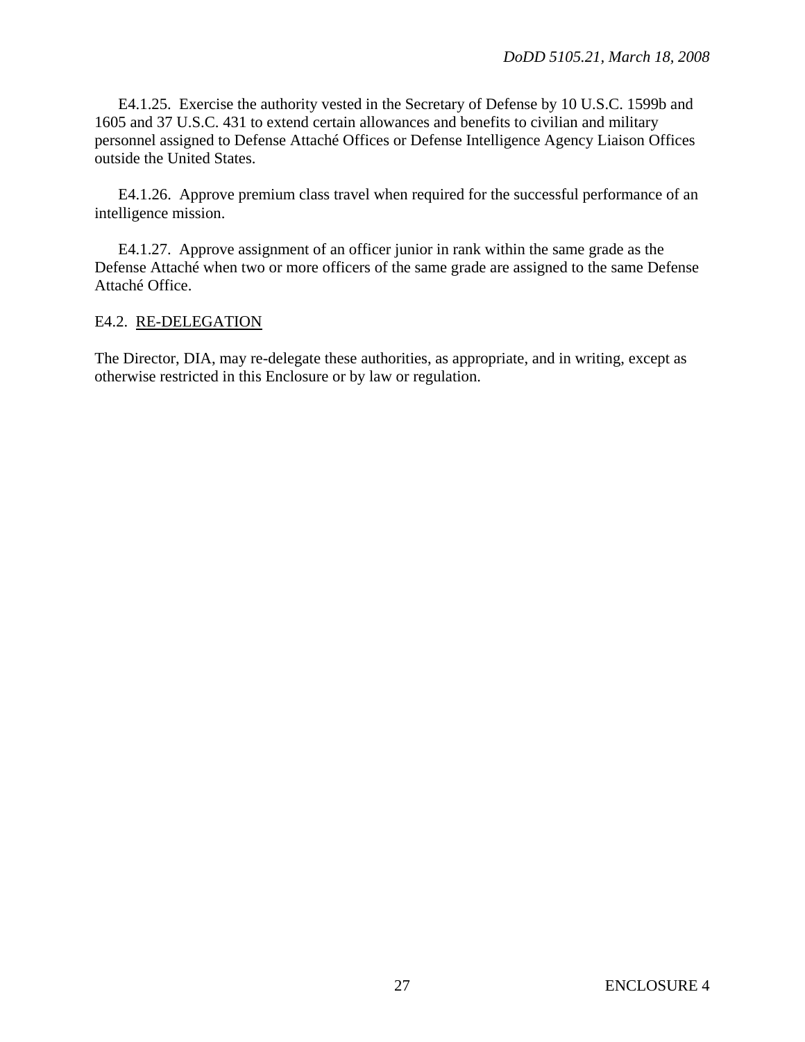E4.1.25. Exercise the authority vested in the Secretary of Defense by 10 U.S.C. 1599b and 1605 and 37 U.S.C. 431 to extend certain allowances and benefits to civilian and military personnel assigned to Defense Attaché Offices or Defense Intelligence Agency Liaison Offices outside the United States.

E4.1.26. Approve premium class travel when required for the successful performance of an intelligence mission.

E4.1.27. Approve assignment of an officer junior in rank within the same grade as the Defense Attaché when two or more officers of the same grade are assigned to the same Defense Attaché Office.

## E4.2. RE-DELEGATION

The Director, DIA, may re-delegate these authorities, as appropriate, and in writing, except as otherwise restricted in this Enclosure or by law or regulation.